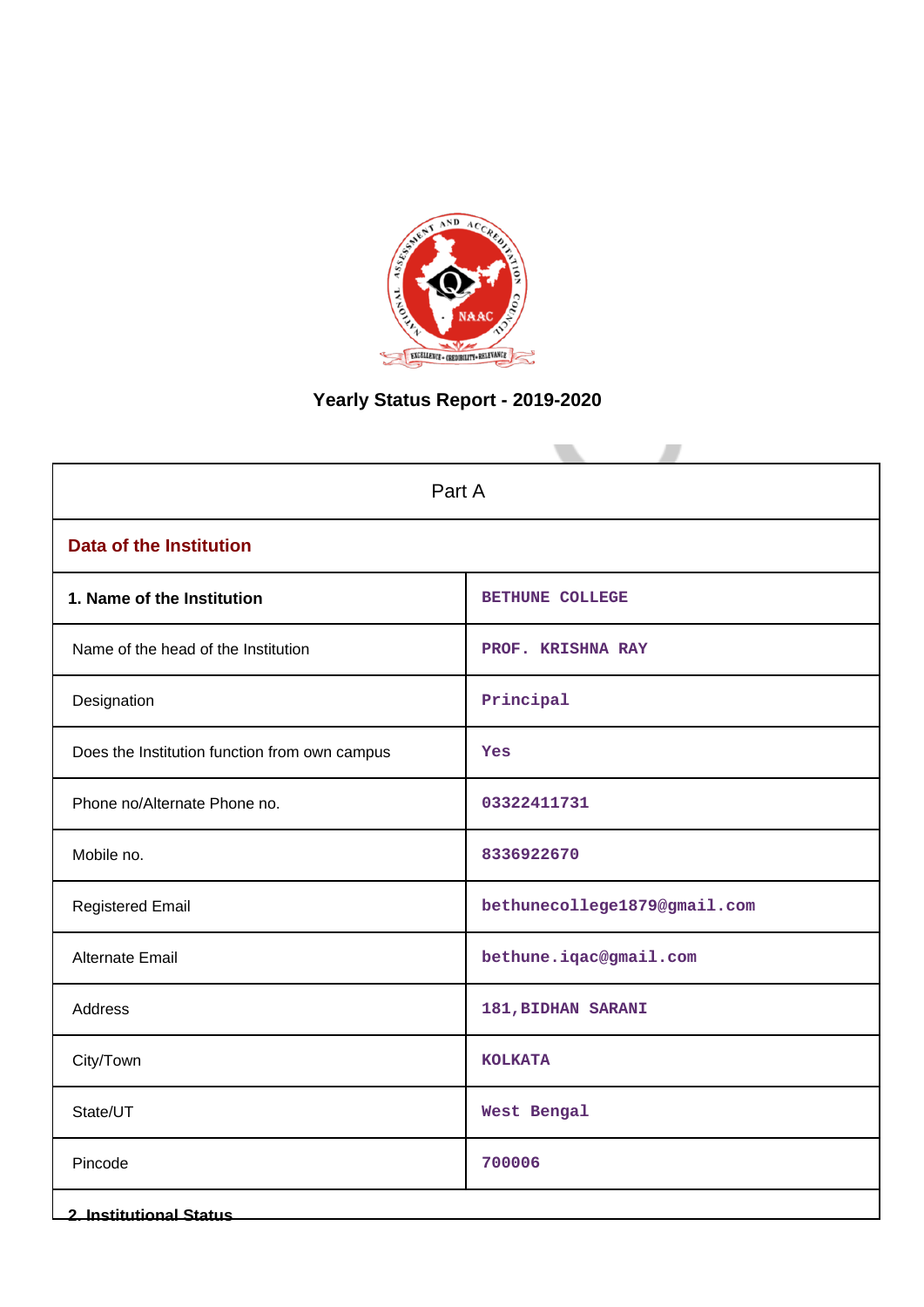# Yearly Status Report - 2019-2020

| Part A | |
|---|---|
| **Data of the Institution** | |
| **1. Name of the Institution** | BETHUNE COLLEGE |
| Name of the head of the Institution | PROF. KRISHNA RAY |
| Designation | Principal |
| Does the Institution function from own campus | Yes |
| Phone no/Alternate Phone no. | 03322411731 |
| Mobile no. | 8336922670 |
| Registered Email | bethunecollege1879@gmail.com |
| Alternate Email | bethune.iqac@gmail.com |
| Address | 181,BIDHAN SARANI |
| City/Town | KOLKATA |
| State/UT | West Bengal |
| Pincode | 700006 |

**2. Institutional Status**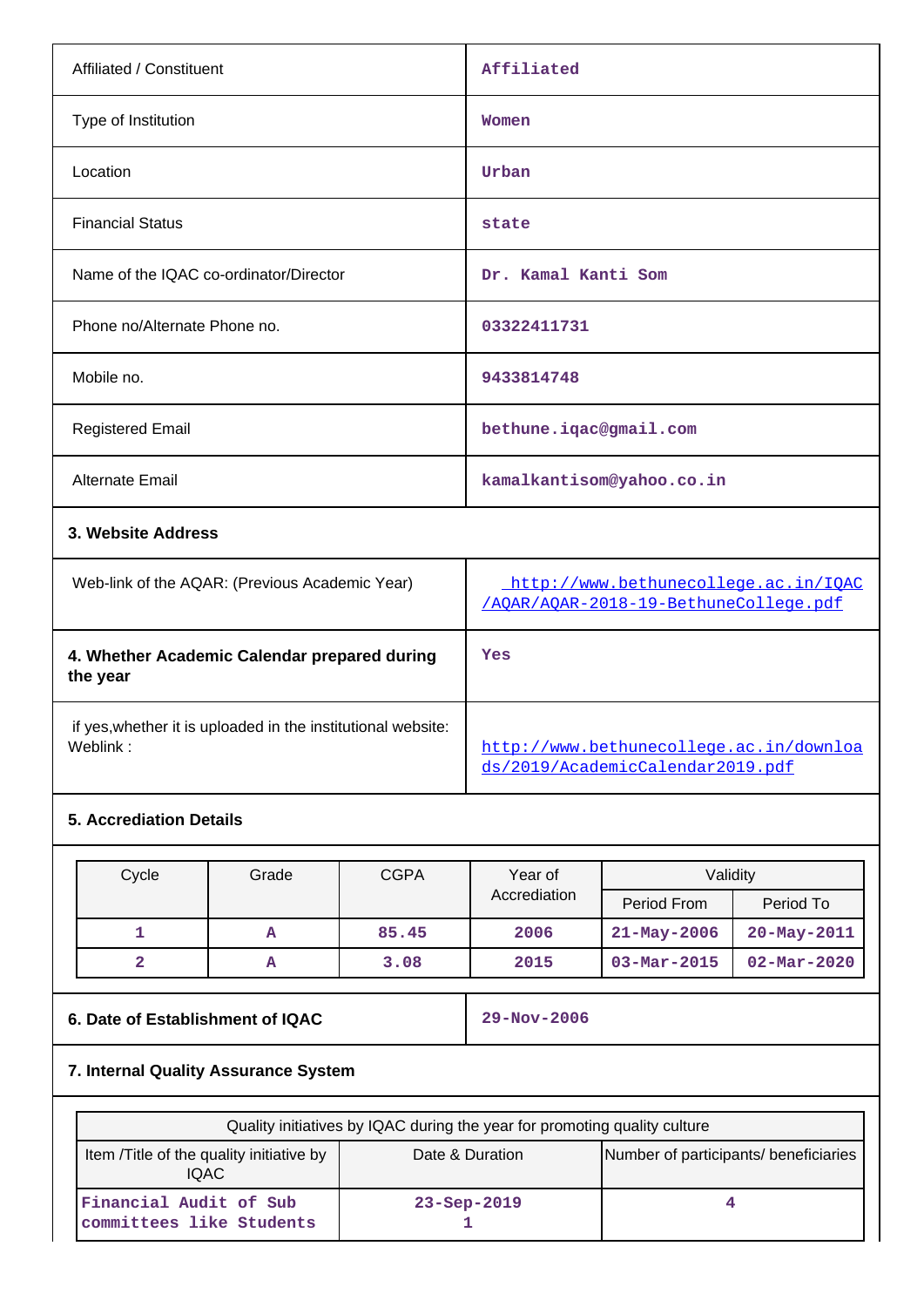| | |
|---|---|
| Affiliated / Constituent | Affiliated |
| Type of Institution | Women |
| Location | Urban |
| Financial Status | state |
| Name of the IQAC co-ordinator/Director | Dr. Kamal Kanti Som |
| Phone no/Alternate Phone no. | 03322411731 |
| Mobile no. | 9433814748 |
| Registered Email | bethune.iqac@gmail.com |
| Alternate Email | kamalkantisom@yahoo.co.in |

**3. Website Address**

| | |
|---|---|
| Web-link of the AQAR: (Previous Academic Year) | http://www.bethunecollege.ac.in/IQAC/AQAR/AQAR-2018-19-BethuneCollege.pdf |
| **4. Whether Academic Calendar prepared during the year** | Yes |
| if yes,whether it is uploaded in the institutional website: Weblink : | http://www.bethunecollege.ac.in/downloads/2019/AcademicCalendar2019.pdf |

**5. Accrediation Details**

| Cycle | Grade | CGPA | Year of Accrediation | Validity | |
|---|---|---|---|---|---|
| | | | | Period From | Period To |
| 1 | A | 85.45 | 2006 | 21-May-2006 | 20-May-2011 |
| 2 | A | 3.08 | 2015 | 03-Mar-2015 | 02-Mar-2020 |

| | |
|---|---|
| **6. Date of Establishment of IQAC** | 29-Nov-2006 |

**7. Internal Quality Assurance System**

| Quality initiatives by IQAC during the year for promoting quality culture | | |
|---|---|---|
| Item /Title of the quality initiative by IQAC | Date & Duration | Number of participants/ beneficiaries |
| Financial Audit of Sub committees like Students | 23-Sep-2019 1 | 4 |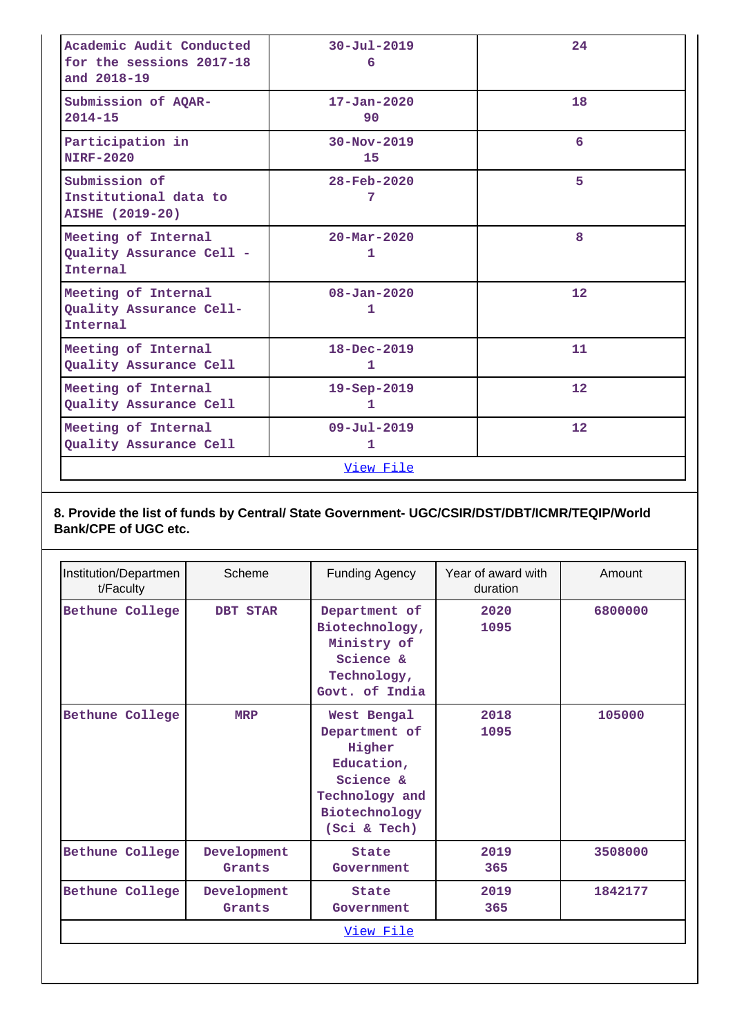| | | |
|---|---|---|
| Academic Audit Conducted for the sessions 2017-18 and 2018-19 | 30-Jul-2019 6 | 24 |
| Submission of AQAR-2014-15 | 17-Jan-2020 90 | 18 |
| Participation in NIRF-2020 | 30-Nov-2019 15 | 6 |
| Submission of Institutional data to AISHE (2019-20) | 28-Feb-2020 7 | 5 |
| Meeting of Internal Quality Assurance Cell - Internal | 20-Mar-2020 1 | 8 |
| Meeting of Internal Quality Assurance Cell- Internal | 08-Jan-2020 1 | 12 |
| Meeting of Internal Quality Assurance Cell | 18-Dec-2019 1 | 11 |
| Meeting of Internal Quality Assurance Cell | 19-Sep-2019 1 | 12 |
| Meeting of Internal Quality Assurance Cell | 09-Jul-2019 1 | 12 |

View File

**8. Provide the list of funds by Central/ State Government- UGC/CSIR/DST/DBT/ICMR/TEQIP/World Bank/CPE of UGC etc.**

| Institution/Department/Faculty | Scheme | Funding Agency | Year of award with duration | Amount |
|---|---|---|---|---|
| Bethune College | DBT STAR | Department of Biotechnology, Ministry of Science & Technology, Govt. of India | 2020 1095 | 6800000 |
| Bethune College | MRP | West Bengal Department of Higher Education, Science & Technology and Biotechnology (Sci & Tech) | 2018 1095 | 105000 |
| Bethune College | Development Grants | State Government | 2019 365 | 3508000 |
| Bethune College | Development Grants | State Government | 2019 365 | 1842177 |

View File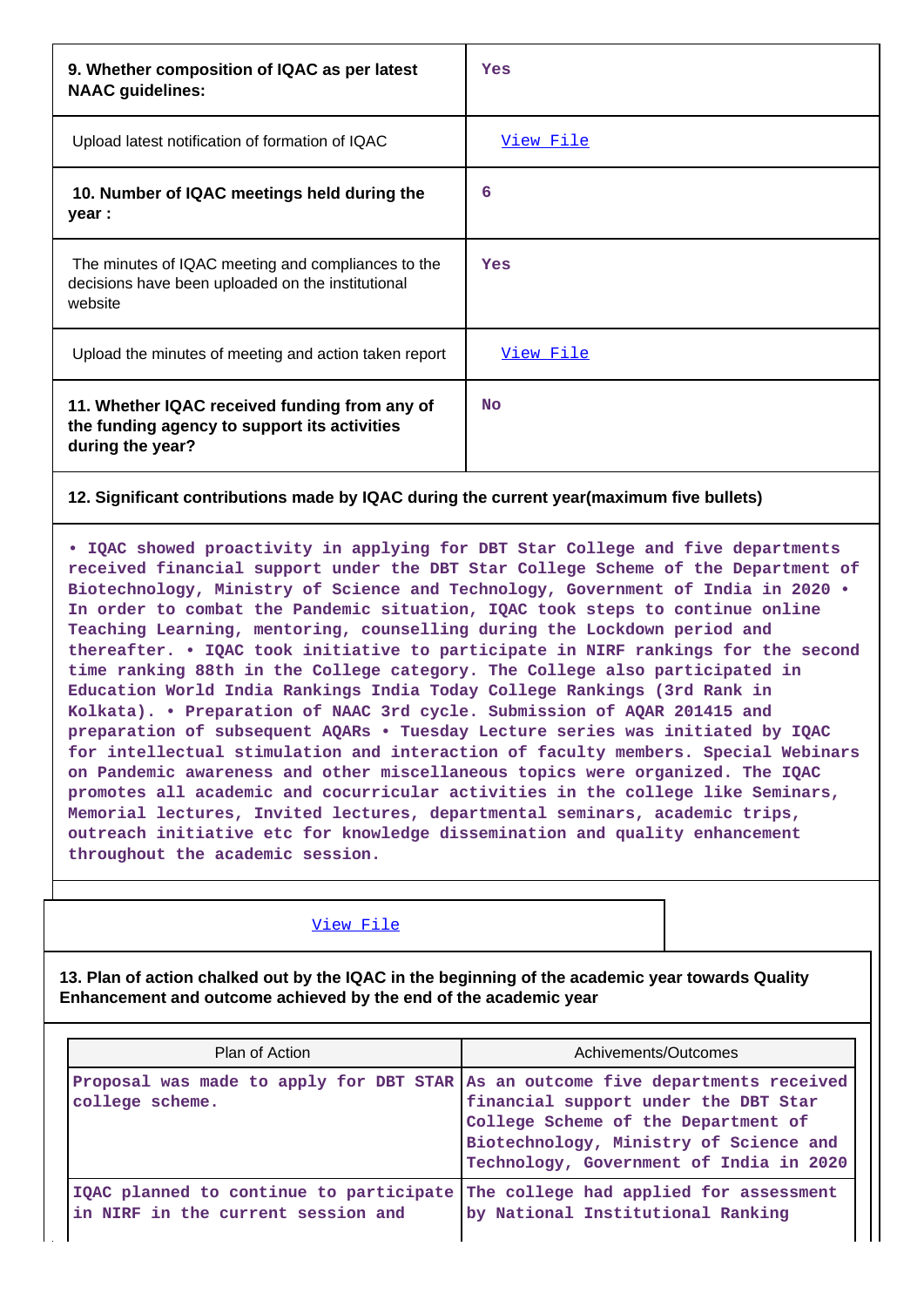| | |
|---|---|
| **9. Whether composition of IQAC as per latest NAAC guidelines:** | Yes |
| Upload latest notification of formation of IQAC | View File |
| **10. Number of IQAC meetings held during the year :** | 6 |
| The minutes of IQAC meeting and compliances to the decisions have been uploaded on the institutional website | Yes |
| Upload the minutes of meeting and action taken report | View File |
| **11. Whether IQAC received funding from any of the funding agency to support its activities during the year?** | No |

**12. Significant contributions made by IQAC during the current year(maximum five bullets)**

• IQAC showed proactivity in applying for DBT Star College and five departments received financial support under the DBT Star College Scheme of the Department of Biotechnology, Ministry of Science and Technology, Government of India in 2020 • In order to combat the Pandemic situation, IQAC took steps to continue online Teaching Learning, mentoring, counselling during the Lockdown period and thereafter. • IQAC took initiative to participate in NIRF rankings for the second time ranking 88th in the College category. The College also participated in Education World India Rankings India Today College Rankings (3rd Rank in Kolkata). • Preparation of NAAC 3rd cycle. Submission of AQAR 201415 and preparation of subsequent AQARs • Tuesday Lecture series was initiated by IQAC for intellectual stimulation and interaction of faculty members. Special Webinars on Pandemic awareness and other miscellaneous topics were organized. The IQAC promotes all academic and cocurricular activities in the college like Seminars, Memorial lectures, Invited lectures, departmental seminars, academic trips, outreach initiative etc for knowledge dissemination and quality enhancement throughout the academic session.

View File

**13. Plan of action chalked out by the IQAC in the beginning of the academic year towards Quality Enhancement and outcome achieved by the end of the academic year**

| Plan of Action | Achivements/Outcomes |
|---|---|
| Proposal was made to apply for DBT STAR college scheme. | As an outcome five departments received financial support under the DBT Star College Scheme of the Department of Biotechnology, Ministry of Science and Technology, Government of India in 2020 |
| IQAC planned to continue to participate in NIRF in the current session and | The college had applied for assessment by National Institutional Ranking |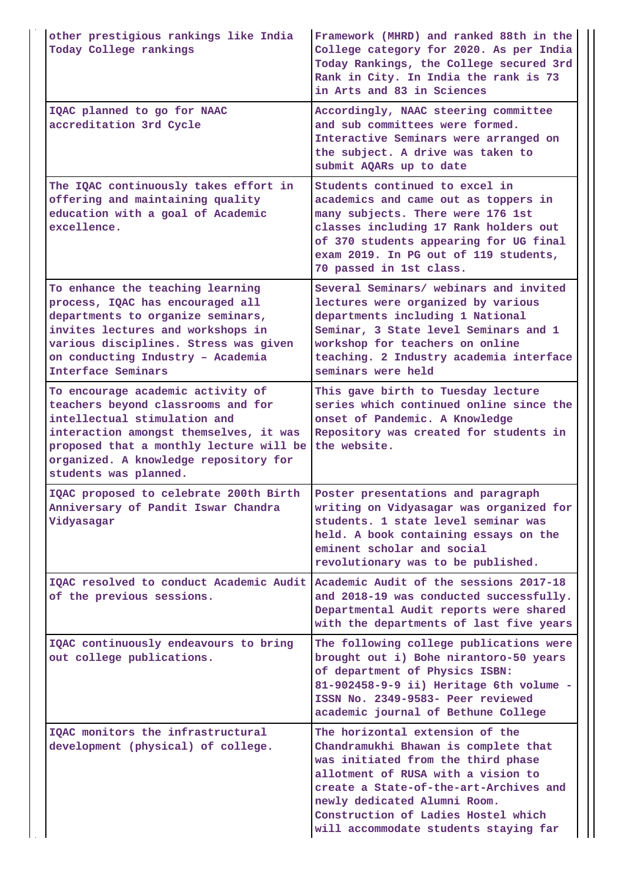| | |
|---|---|
| other prestigious rankings like India Today College rankings | Framework (MHRD) and ranked 88th in the College category for 2020. As per India Today Rankings, the College secured 3rd Rank in City. In India the rank is 73 in Arts and 83 in Sciences |
| IQAC planned to go for NAAC accreditation 3rd Cycle | Accordingly, NAAC steering committee and sub committees were formed. Interactive Seminars were arranged on the subject. A drive was taken to submit AQARs up to date |
| The IQAC continuously takes effort in offering and maintaining quality education with a goal of Academic excellence. | Students continued to excel in academics and came out as toppers in many subjects. There were 176 1st classes including 17 Rank holders out of 370 students appearing for UG final exam 2019. In PG out of 119 students, 70 passed in 1st class. |
| To enhance the teaching learning process, IQAC has encouraged all departments to organize seminars, invites lectures and workshops in various disciplines. Stress was given on conducting Industry – Academia Interface Seminars | Several Seminars/ webinars and invited lectures were organized by various departments including 1 National Seminar, 3 State level Seminars and 1 workshop for teachers on online teaching. 2 Industry academia interface seminars were held |
| To encourage academic activity of teachers beyond classrooms and for intellectual stimulation and interaction amongst themselves, it was proposed that a monthly lecture will be organized. A knowledge repository for students was planned. | This gave birth to Tuesday lecture series which continued online since the onset of Pandemic. A Knowledge Repository was created for students in the website. |
| IQAC proposed to celebrate 200th Birth Anniversary of Pandit Iswar Chandra Vidyasagar | Poster presentations and paragraph writing on Vidyasagar was organized for students. 1 state level seminar was held. A book containing essays on the eminent scholar and social revolutionary was to be published. |
| IQAC resolved to conduct Academic Audit of the previous sessions. | Academic Audit of the sessions 2017-18 and 2018-19 was conducted successfully. Departmental Audit reports were shared with the departments of last five years |
| IQAC continuously endeavours to bring out college publications. | The following college publications were brought out i) Bohe nirantoro-50 years of department of Physics ISBN: 81-902458-9-9 ii) Heritage 6th volume - ISSN No. 2349-9583- Peer reviewed academic journal of Bethune College |
| IQAC monitors the infrastructural development (physical) of college. | The horizontal extension of the Chandramukhi Bhawan is complete that was initiated from the third phase allotment of RUSA with a vision to create a State-of-the-art-Archives and newly dedicated Alumni Room. Construction of Ladies Hostel which will accommodate students staying far |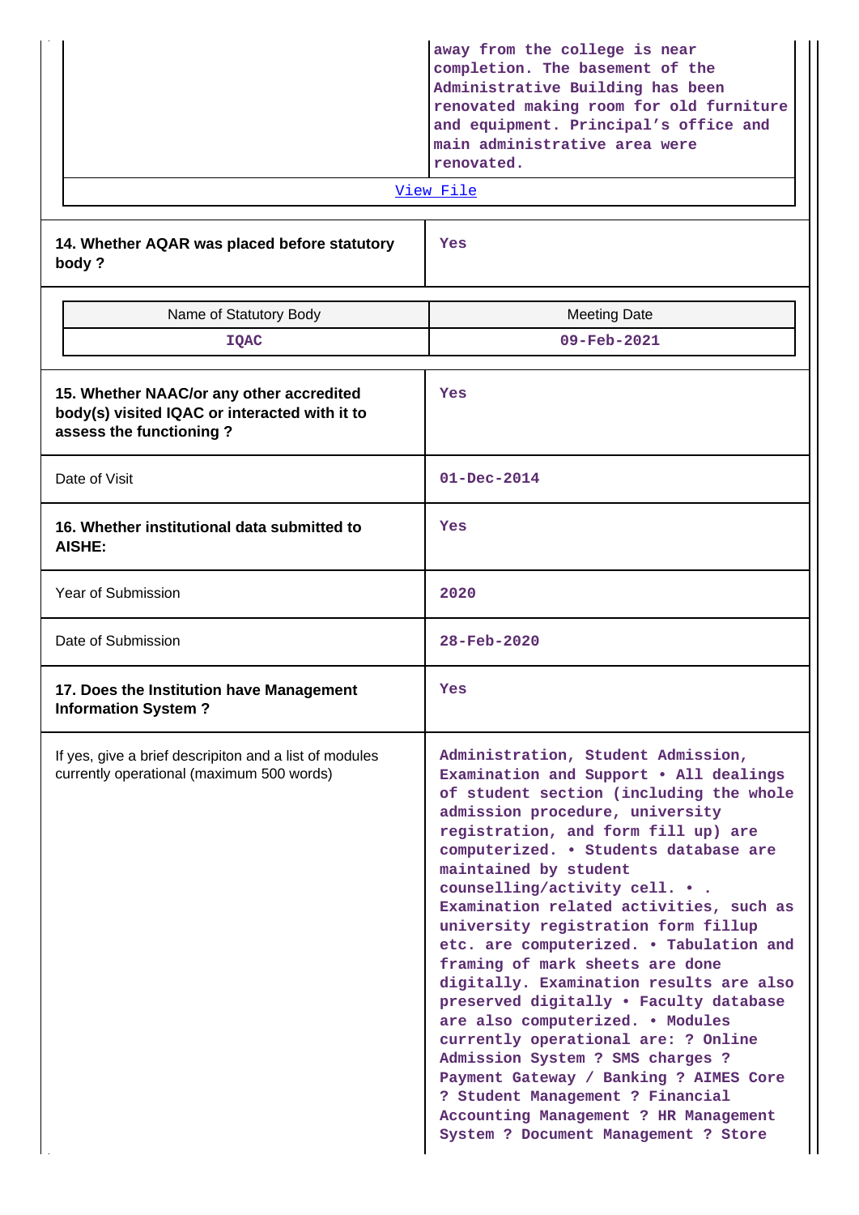| | |
|---|---|
| | away from the college is near completion. The basement of the Administrative Building has been renovated making room for old furniture and equipment. Principal's office and main administrative area were renovated. |
| View File | |

| | |
|---|---|
| **14. Whether AQAR was placed before statutory body ?** | Yes |

| Name of Statutory Body | Meeting Date |
|---|---|
| IQAC | 09-Feb-2021 |

| | |
|---|---|
| **15. Whether NAAC/or any other accredited body(s) visited IQAC or interacted with it to assess the functioning ?** | Yes |
| Date of Visit | 01-Dec-2014 |
| **16. Whether institutional data submitted to AISHE:** | Yes |
| Year of Submission | 2020 |
| Date of Submission | 28-Feb-2020 |
| **17. Does the Institution have Management Information System ?** | Yes |
| If yes, give a brief descripiton and a list of modules currently operational (maximum 500 words) | Administration, Student Admission, Examination and Support • All dealings of student section (including the whole admission procedure, university registration, and form fill up) are computerized. • Students database are maintained by student counselling/activity cell. • . Examination related activities, such as university registration form fillup etc. are computerized. • Tabulation and framing of mark sheets are done digitally. Examination results are also preserved digitally • Faculty database are also computerized. • Modules currently operational are: ? Online Admission System ? SMS charges ? Payment Gateway / Banking ? AIMES Core ? Student Management ? Financial Accounting Management ? HR Management System ? Document Management ? Store |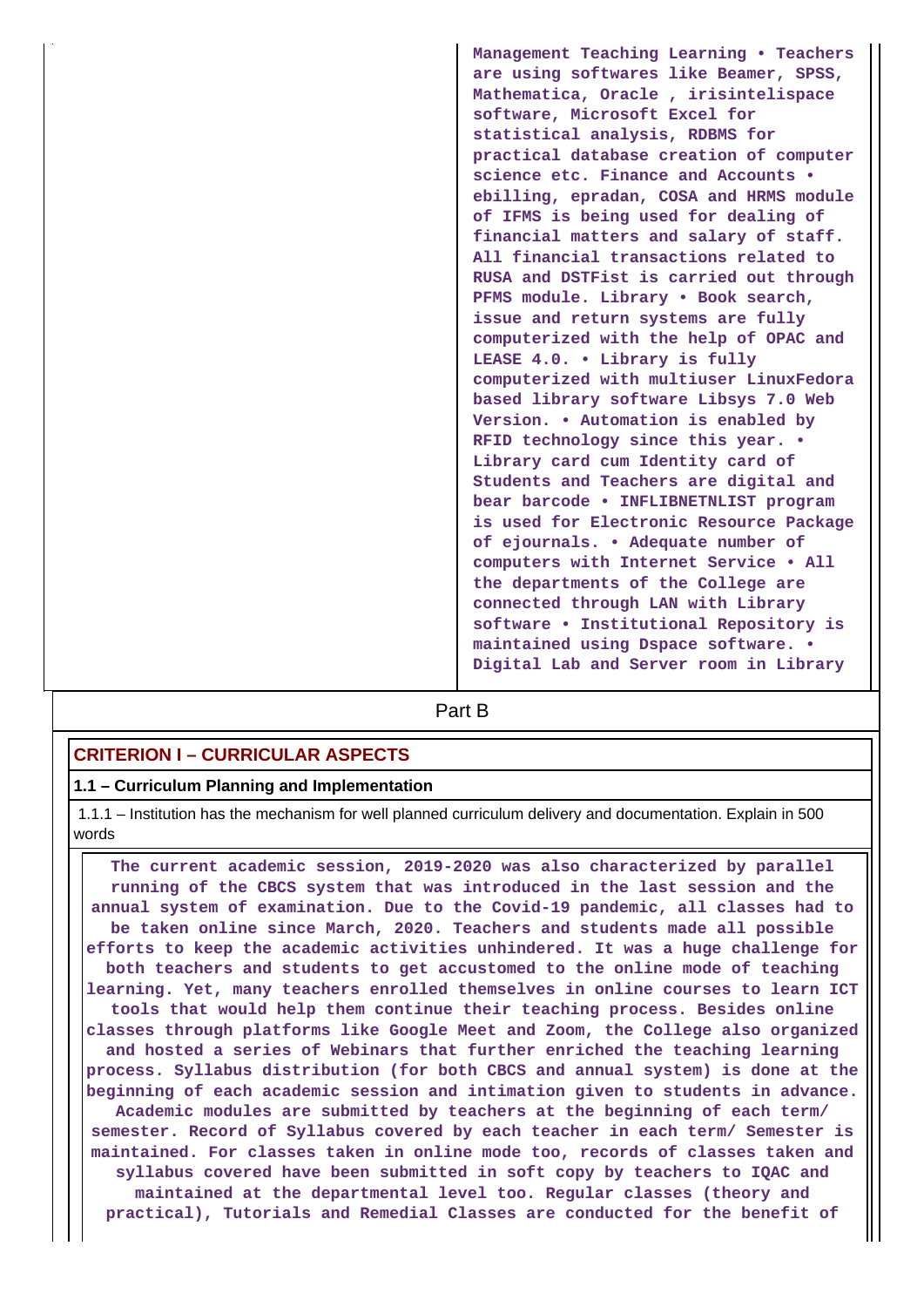| | Management Teaching Learning • Teachers are using softwares like Beamer, SPSS, Mathematica, Oracle , irisintelispace software, Microsoft Excel for statistical analysis, RDBMS for practical database creation of computer science etc. Finance and Accounts • ebilling, epradan, COSA and HRMS module of IFMS is being used for dealing of financial matters and salary of staff. All financial transactions related to RUSA and DSTFist is carried out through PFMS module. Library • Book search, issue and return systems are fully computerized with the help of OPAC and LEASE 4.0. • Library is fully computerized with multiuser LinuxFedora based library software Libsys 7.0 Web Version. • Automation is enabled by RFID technology since this year. • Library card cum Identity card of Students and Teachers are digital and bear barcode • INFLIBNETNLIST program is used for Electronic Resource Package of ejournals. • Adequate number of computers with Internet Service • All the departments of the College are connected through LAN with Library software • Institutional Repository is maintained using Dspace software. • Digital Lab and Server room in Library |
|---|---|

## Part B

## CRITERION I – CURRICULAR ASPECTS

### 1.1 – Curriculum Planning and Implementation

1.1.1 – Institution has the mechanism for well planned curriculum delivery and documentation. Explain in 500 words

The current academic session, 2019-2020 was also characterized by parallel running of the CBCS system that was introduced in the last session and the annual system of examination. Due to the Covid-19 pandemic, all classes had to be taken online since March, 2020. Teachers and students made all possible efforts to keep the academic activities unhindered. It was a huge challenge for both teachers and students to get accustomed to the online mode of teaching learning. Yet, many teachers enrolled themselves in online courses to learn ICT tools that would help them continue their teaching process. Besides online classes through platforms like Google Meet and Zoom, the College also organized and hosted a series of Webinars that further enriched the teaching learning process. Syllabus distribution (for both CBCS and annual system) is done at the beginning of each academic session and intimation given to students in advance. Academic modules are submitted by teachers at the beginning of each term/ semester. Record of Syllabus covered by each teacher in each term/ Semester is maintained. For classes taken in online mode too, records of classes taken and syllabus covered have been submitted in soft copy by teachers to IQAC and maintained at the departmental level too. Regular classes (theory and practical), Tutorials and Remedial Classes are conducted for the benefit of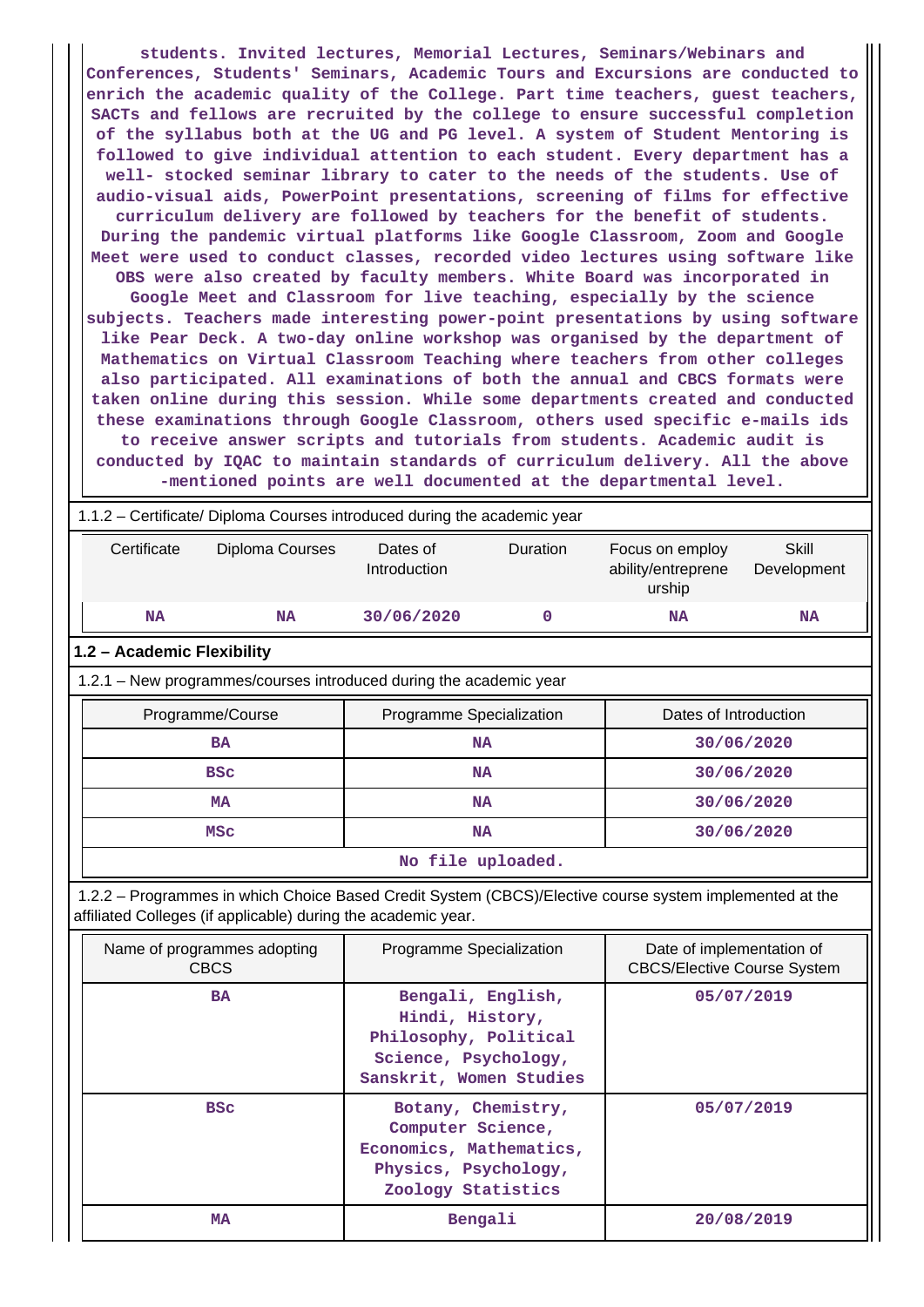students. Invited lectures, Memorial Lectures, Seminars/Webinars and Conferences, Students' Seminars, Academic Tours and Excursions are conducted to enrich the academic quality of the College. Part time teachers, guest teachers, SACTs and fellows are recruited by the college to ensure successful completion of the syllabus both at the UG and PG level. A system of Student Mentoring is followed to give individual attention to each student. Every department has a well- stocked seminar library to cater to the needs of the students. Use of audio-visual aids, PowerPoint presentations, screening of films for effective curriculum delivery are followed by teachers for the benefit of students. During the pandemic virtual platforms like Google Classroom, Zoom and Google Meet were used to conduct classes, recorded video lectures using software like OBS were also created by faculty members. White Board was incorporated in Google Meet and Classroom for live teaching, especially by the science subjects. Teachers made interesting power-point presentations by using software like Pear Deck. A two-day online workshop was organised by the department of Mathematics on Virtual Classroom Teaching where teachers from other colleges also participated. All examinations of both the annual and CBCS formats were taken online during this session. While some departments created and conducted these examinations through Google Classroom, others used specific e-mails ids to receive answer scripts and tutorials from students. Academic audit is conducted by IQAC to maintain standards of curriculum delivery. All the above -mentioned points are well documented at the departmental level.

1.1.2 – Certificate/ Diploma Courses introduced during the academic year

| Certificate | Diploma Courses | Dates of Introduction | Duration | Focus on employ ability/entreprene urship | Skill Development |
|---|---|---|---|---|---|
| NA | NA | 30/06/2020 | 0 | NA | NA |

## 1.2 – Academic Flexibility

1.2.1 – New programmes/courses introduced during the academic year

| Programme/Course | Programme Specialization | Dates of Introduction |
|---|---|---|
| BA | NA | 30/06/2020 |
| BSc | NA | 30/06/2020 |
| MA | NA | 30/06/2020 |
| MSc | NA | 30/06/2020 |
| No file uploaded. | | |

1.2.2 – Programmes in which Choice Based Credit System (CBCS)/Elective course system implemented at the affiliated Colleges (if applicable) during the academic year.

| Name of programmes adopting CBCS | Programme Specialization | Date of implementation of CBCS/Elective Course System |
|---|---|---|
| BA | Bengali, English, Hindi, History, Philosophy, Political Science, Psychology, Sanskrit, Women Studies | 05/07/2019 |
| BSc | Botany, Chemistry, Computer Science, Economics, Mathematics, Physics, Psychology, Zoology Statistics | 05/07/2019 |
| MA | Bengali | 20/08/2019 |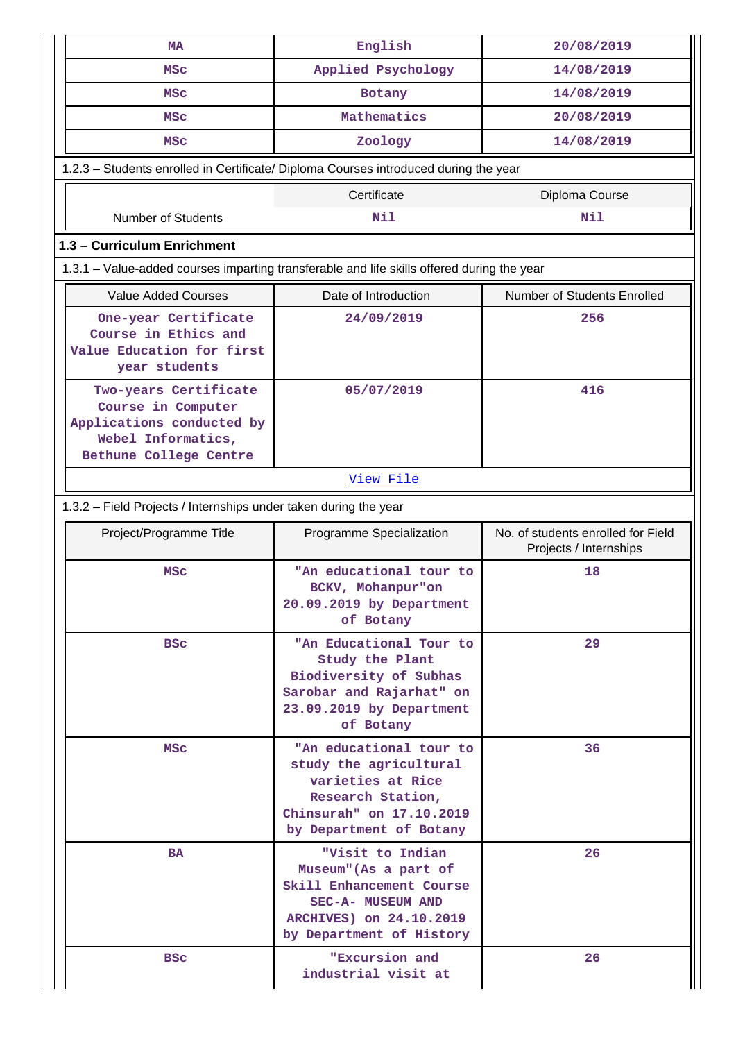| MA | English | 20/08/2019 |
|---|---|---|
| MSc | Applied Psychology | 14/08/2019 |
| MSc | Botany | 14/08/2019 |
| MSc | Mathematics | 20/08/2019 |
| MSc | Zoology | 14/08/2019 |

1.2.3 – Students enrolled in Certificate/ Diploma Courses introduced during the year

| | Certificate | Diploma Course |
|---|---|---|
| Number of Students | Nil | Nil |

**1.3 – Curriculum Enrichment**

1.3.1 – Value-added courses imparting transferable and life skills offered during the year

| Value Added Courses | Date of Introduction | Number of Students Enrolled |
|---|---|---|
| One-year Certificate Course in Ethics and Value Education for first year students | 24/09/2019 | 256 |
| Two-years Certificate Course in Computer Applications conducted by Webel Informatics, Bethune College Centre | 05/07/2019 | 416 |

[View File]

1.3.2 – Field Projects / Internships under taken during the year

| Project/Programme Title | Programme Specialization | No. of students enrolled for Field Projects / Internships |
|---|---|---|
| MSc | "An educational tour to BCKV, Mohanpur"on 20.09.2019 by Department of Botany | 18 |
| BSc | "An Educational Tour to Study the Plant Biodiversity of Subhas Sarobar and Rajarhat" on 23.09.2019 by Department of Botany | 29 |
| MSc | "An educational tour to study the agricultural varieties at Rice Research Station, Chinsurah" on 17.10.2019 by Department of Botany | 36 |
| BA | "Visit to Indian Museum"(As a part of Skill Enhancement Course SEC-A- MUSEUM AND ARCHIVES) on 24.10.2019 by Department of History | 26 |
| BSc | "Excursion and industrial visit at | 26 |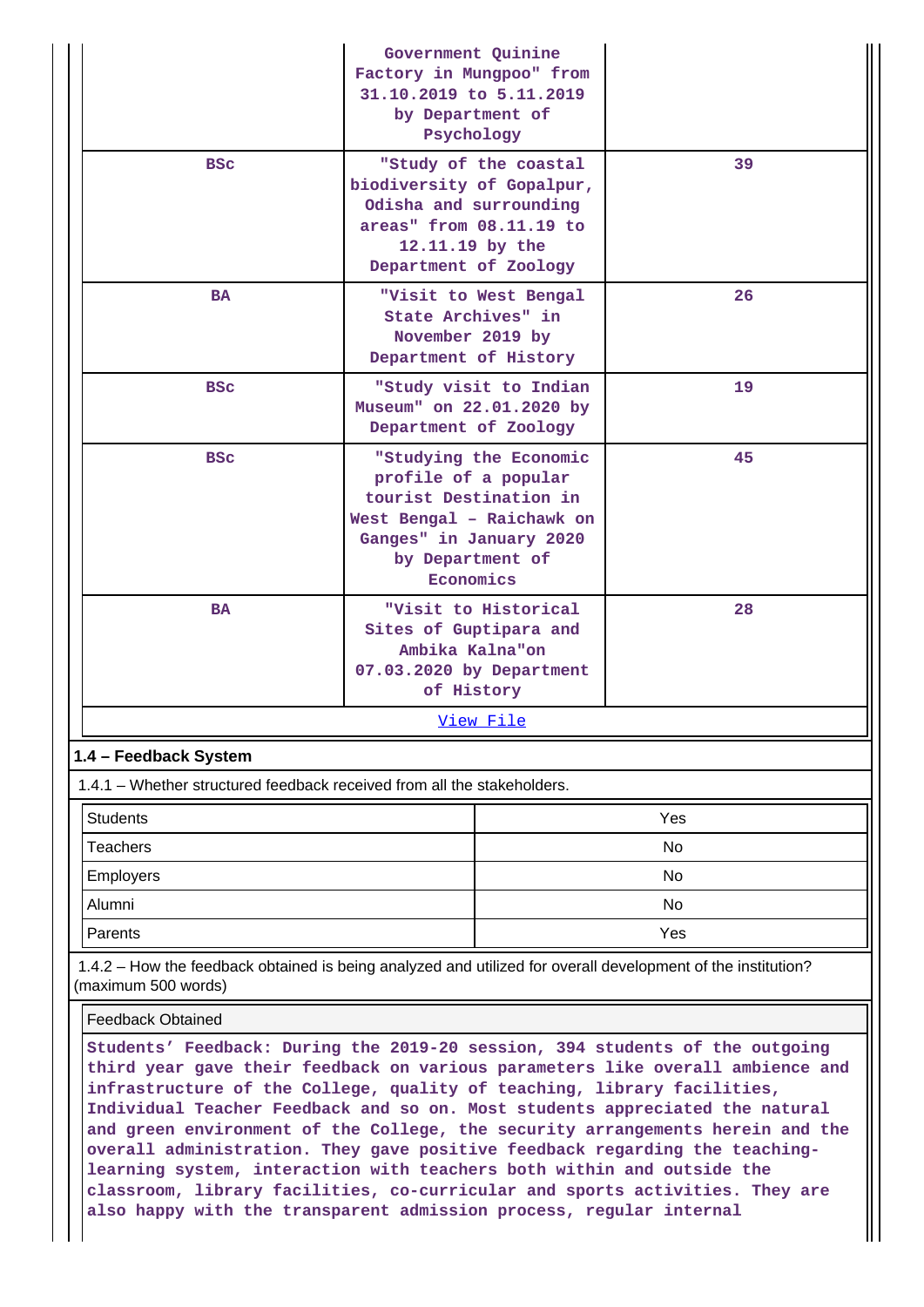| | | |
|---|---|---|
| | Government Quinine Factory in Mungpoo" from 31.10.2019 to 5.11.2019 by Department of Psychology | |
| BSc | "Study of the coastal biodiversity of Gopalpur, Odisha and surrounding areas" from 08.11.19 to 12.11.19 by the Department of Zoology | 39 |
| BA | "Visit to West Bengal State Archives" in November 2019 by Department of History | 26 |
| BSc | "Study visit to Indian Museum" on 22.01.2020 by Department of Zoology | 19 |
| BSc | "Studying the Economic profile of a popular tourist Destination in West Bengal – Raichawk on Ganges" in January 2020 by Department of Economics | 45 |
| BA | "Visit to Historical Sites of Guptipara and Ambika Kalna"on 07.03.2020 by Department of History | 28 |

[View File]

## 1.4 – Feedback System

1.4.1 – Whether structured feedback received from all the stakeholders.

| | |
|---|---|
| Students | Yes |
| Teachers | No |
| Employers | No |
| Alumni | No |
| Parents | Yes |

1.4.2 – How the feedback obtained is being analyzed and utilized for overall development of the institution? (maximum 500 words)

Feedback Obtained

**Students' Feedback: During the 2019-20 session, 394 students of the outgoing third year gave their feedback on various parameters like overall ambience and infrastructure of the College, quality of teaching, library facilities, Individual Teacher Feedback and so on. Most students appreciated the natural and green environment of the College, the security arrangements herein and the overall administration. They gave positive feedback regarding the teaching-learning system, interaction with teachers both within and outside the classroom, library facilities, co-curricular and sports activities. They are also happy with the transparent admission process, regular internal**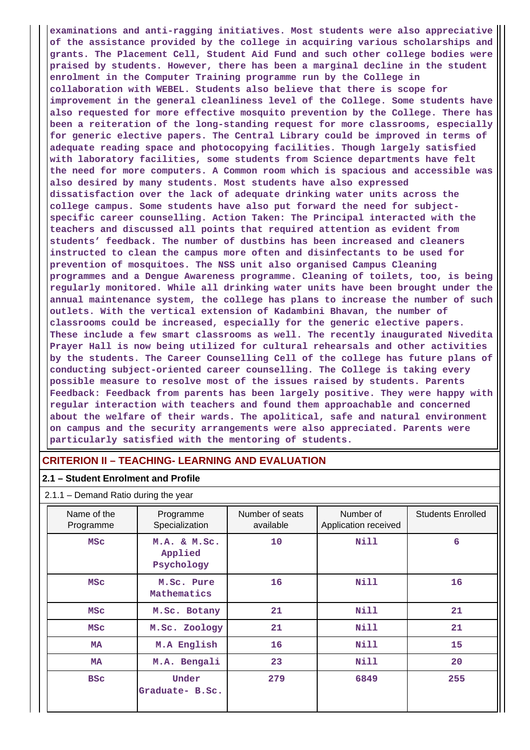examinations and anti-ragging initiatives. Most students were also appreciative of the assistance provided by the college in acquiring various scholarships and grants. The Placement Cell, Student Aid Fund and such other college bodies were praised by students. However, there has been a marginal decline in the student enrolment in the Computer Training programme run by the College in collaboration with WEBEL. Students also believe that there is scope for improvement in the general cleanliness level of the College. Some students have also requested for more effective mosquito prevention by the College. There has been a reiteration of the long-standing request for more classrooms, especially for generic elective papers. The Central Library could be improved in terms of adequate reading space and photocopying facilities. Though largely satisfied with laboratory facilities, some students from Science departments have felt the need for more computers. A Common room which is spacious and accessible was also desired by many students. Most students have also expressed dissatisfaction over the lack of adequate drinking water units across the college campus. Some students have also put forward the need for subject-specific career counselling. Action Taken: The Principal interacted with the teachers and discussed all points that required attention as evident from students' feedback. The number of dustbins has been increased and cleaners instructed to clean the campus more often and disinfectants to be used for prevention of mosquitoes. The NSS unit also organised Campus Cleaning programmes and a Dengue Awareness programme. Cleaning of toilets, too, is being regularly monitored. While all drinking water units have been brought under the annual maintenance system, the college has plans to increase the number of such outlets. With the vertical extension of Kadambini Bhavan, the number of classrooms could be increased, especially for the generic elective papers. These include a few smart classrooms as well. The recently inaugurated Nivedita Prayer Hall is now being utilized for cultural rehearsals and other activities by the students. The Career Counselling Cell of the college has future plans of conducting subject-oriented career counselling. The College is taking every possible measure to resolve most of the issues raised by students. Parents Feedback: Feedback from parents has been largely positive. They were happy with regular interaction with teachers and found them approachable and concerned about the welfare of their wards. The apolitical, safe and natural environment on campus and the security arrangements were also appreciated. Parents were particularly satisfied with the mentoring of students.

## CRITERION II – TEACHING- LEARNING AND EVALUATION

### 2.1 – Student Enrolment and Profile

2.1.1 – Demand Ratio during the year

| Name of the Programme | Programme Specialization | Number of seats available | Number of Application received | Students Enrolled |
|---|---|---|---|---|
| MSc | M.A. & M.Sc. Applied Psychology | 10 | Nill | 6 |
| MSc | M.Sc. Pure Mathematics | 16 | Nill | 16 |
| MSc | M.Sc. Botany | 21 | Nill | 21 |
| MSc | M.Sc. Zoology | 21 | Nill | 21 |
| MA | M.A English | 16 | Nill | 15 |
| MA | M.A. Bengali | 23 | Nill | 20 |
| BSc | Under Graduate- B.Sc. | 279 | 6849 | 255 |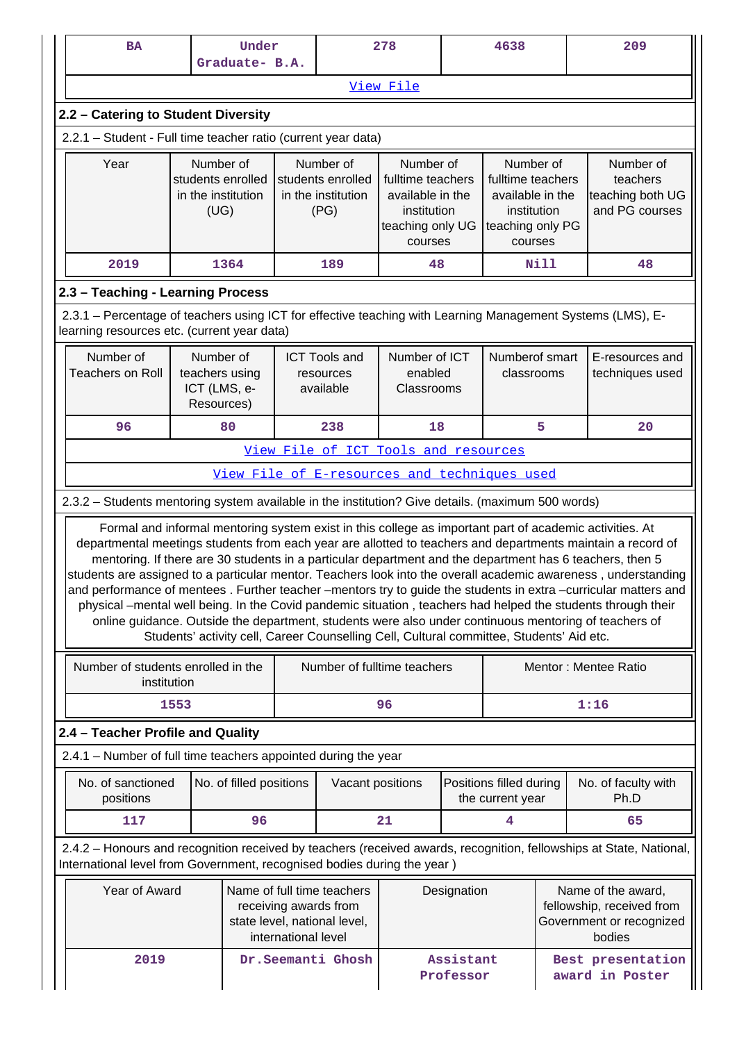| BA | Under Graduate- B.A. | 278 | 4638 | 209 |
|---|---|---|---|---|
| View File | | | | |

## 2.2 – Catering to Student Diversity

2.2.1 – Student - Full time teacher ratio (current year data)

| Year | Number of students enrolled in the institution (UG) | Number of students enrolled in the institution (PG) | Number of fulltime teachers available in the institution teaching only UG courses | Number of fulltime teachers available in the institution teaching only PG courses | Number of teachers teaching both UG and PG courses |
|---|---|---|---|---|---|
| 2019 | 1364 | 189 | 48 | Nill | 48 |

## 2.3 – Teaching - Learning Process

2.3.1 – Percentage of teachers using ICT for effective teaching with Learning Management Systems (LMS), E-learning resources etc. (current year data)

| Number of Teachers on Roll | Number of teachers using ICT (LMS, e-Resources) | ICT Tools and resources available | Number of ICT enabled Classrooms | Numberof smart classrooms | E-resources and techniques used |
|---|---|---|---|---|---|
| 96 | 80 | 238 | 18 | 5 | 20 |
| View File of ICT Tools and resources | | | | | |
| View File of E-resources and techniques used | | | | | |

2.3.2 – Students mentoring system available in the institution? Give details. (maximum 500 words)

Formal and informal mentoring system exist in this college as important part of academic activities. At departmental meetings students from each year are allotted to teachers and departments maintain a record of mentoring. If there are 30 students in a particular department and the department has 6 teachers, then 5 students are assigned to a particular mentor. Teachers look into the overall academic awareness , understanding and performance of mentees . Further teacher –mentors try to guide the students in extra –curricular matters and physical –mental well being. In the Covid pandemic situation , teachers had helped the students through their online guidance. Outside the department, students were also under continuous mentoring of teachers of Students' activity cell, Career Counselling Cell, Cultural committee, Students' Aid etc.

| Number of students enrolled in the institution | Number of fulltime teachers | Mentor : Mentee Ratio |
|---|---|---|
| 1553 | 96 | 1:16 |

## 2.4 – Teacher Profile and Quality

2.4.1 – Number of full time teachers appointed during the year

| No. of sanctioned positions | No. of filled positions | Vacant positions | Positions filled during the current year | No. of faculty with Ph.D |
|---|---|---|---|---|
| 117 | 96 | 21 | 4 | 65 |

2.4.2 – Honours and recognition received by teachers (received awards, recognition, fellowships at State, National, International level from Government, recognised bodies during the year )

| Year of Award | Name of full time teachers receiving awards from state level, national level, international level | Designation | Name of the award, fellowship, received from Government or recognized bodies |
|---|---|---|---|
| 2019 | Dr.Seemanti Ghosh | Assistant Professor | Best presentation award in Poster |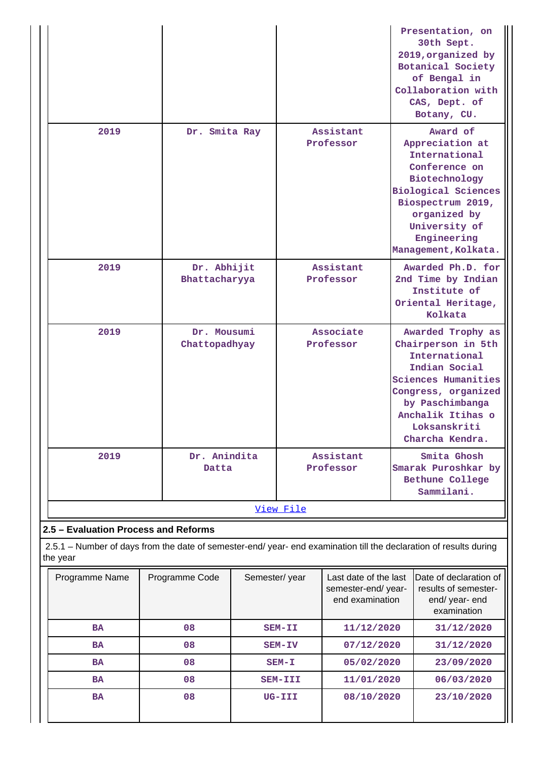| | | | Presentation, on 30th Sept. 2019,organized by Botanical Society of Bengal in Collaboration with CAS, Dept. of Botany, CU. |
|---|---|---|---|
| 2019 | Dr. Smita Ray | Assistant Professor | Award of Appreciation at International Conference on Biotechnology Biological Sciences Biospectrum 2019, organized by University of Engineering Management,Kolkata. |
| 2019 | Dr. Abhijit Bhattacharyya | Assistant Professor | Awarded Ph.D. for 2nd Time by Indian Institute of Oriental Heritage, Kolkata |
| 2019 | Dr. Mousumi Chattopadhyay | Associate Professor | Awarded Trophy as Chairperson in 5th International Indian Social Sciences Humanities Congress, organized by Paschimbanga Anchalik Itihas o Loksanskriti Charcha Kendra. |
| 2019 | Dr. Anindita Datta | Assistant Professor | Smita Ghosh Smarak Puroshkar by Bethune College Sammilani. |

View File

## 2.5 – Evaluation Process and Reforms

2.5.1 – Number of days from the date of semester-end/ year- end examination till the declaration of results during the year

| Programme Name | Programme Code | Semester/ year | Last date of the last semester-end/ year- end examination | Date of declaration of results of semester- end/ year- end examination |
|---|---|---|---|---|
| BA | 08 | SEM-II | 11/12/2020 | 31/12/2020 |
| BA | 08 | SEM-IV | 07/12/2020 | 31/12/2020 |
| BA | 08 | SEM-I | 05/02/2020 | 23/09/2020 |
| BA | 08 | SEM-III | 11/01/2020 | 06/03/2020 |
| BA | 08 | UG-III | 08/10/2020 | 23/10/2020 |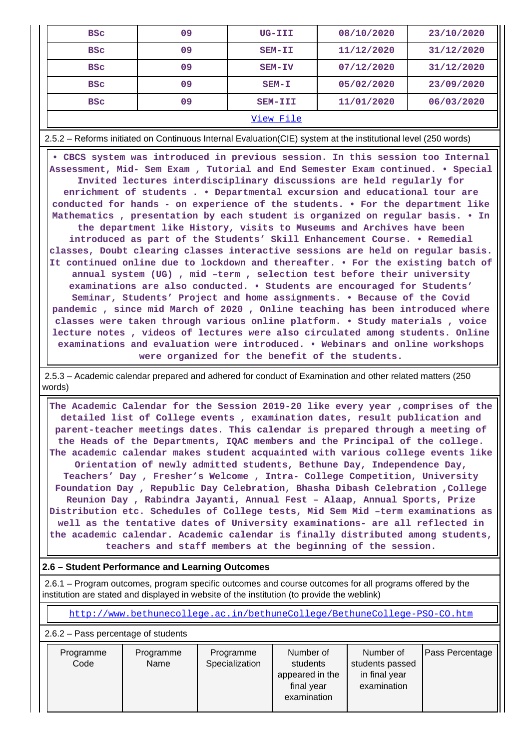| BSc | 09 | UG-III | 08/10/2020 | 23/10/2020 |
|---|---|---|---|---|
| BSc | 09 | SEM-II | 11/12/2020 | 31/12/2020 |
| BSc | 09 | SEM-IV | 07/12/2020 | 31/12/2020 |
| BSc | 09 | SEM-I | 05/02/2020 | 23/09/2020 |
| BSc | 09 | SEM-III | 11/01/2020 | 06/03/2020 |

View File

2.5.2 – Reforms initiated on Continuous Internal Evaluation(CIE) system at the institutional level (250 words)

• CBCS system was introduced in previous session. In this session too Internal Assessment, Mid- Sem Exam , Tutorial and End Semester Exam continued. • Special Invited lectures interdisciplinary discussions are held regularly for enrichment of students . • Departmental excursion and educational tour are conducted for hands - on experience of the students. • For the department like Mathematics , presentation by each student is organized on regular basis. • In the department like History, visits to Museums and Archives have been introduced as part of the Students' Skill Enhancement Course. • Remedial classes, Doubt clearing classes interactive sessions are held on regular basis. It continued online due to lockdown and thereafter. • For the existing batch of annual system (UG) , mid –term , selection test before their university examinations are also conducted. • Students are encouraged for Students' Seminar, Students' Project and home assignments. • Because of the Covid pandemic , since mid March of 2020 , Online teaching has been introduced where classes were taken through various online platform. • Study materials , voice lecture notes , videos of lectures were also circulated among students. Online examinations and evaluation were introduced. • Webinars and online workshops were organized for the benefit of the students.

2.5.3 – Academic calendar prepared and adhered for conduct of Examination and other related matters (250 words)

The Academic Calendar for the Session 2019-20 like every year ,comprises of the detailed list of College events , examination dates, result publication and parent-teacher meetings dates. This calendar is prepared through a meeting of the Heads of the Departments, IQAC members and the Principal of the college. The academic calendar makes student acquainted with various college events like Orientation of newly admitted students, Bethune Day, Independence Day, Teachers' Day , Fresher's Welcome , Intra- College Competition, University Foundation Day , Republic Day Celebration, Bhasha Dibash Celebration ,College Reunion Day , Rabindra Jayanti, Annual Fest – Alaap, Annual Sports, Prize Distribution etc. Schedules of College tests, Mid Sem Mid –term examinations as well as the tentative dates of University examinations- are all reflected in the academic calendar. Academic calendar is finally distributed among students, teachers and staff members at the beginning of the session.

## 2.6 – Student Performance and Learning Outcomes

2.6.1 – Program outcomes, program specific outcomes and course outcomes for all programs offered by the institution are stated and displayed in website of the institution (to provide the weblink)

http://www.bethunecollege.ac.in/bethuneCollege/BethuneCollege-PSO-CO.htm

2.6.2 – Pass percentage of students

| Programme Code | Programme Name | Programme Specialization | Number of students appeared in the final year examination | Number of students passed in final year examination | Pass Percentage |
|---|---|---|---|---|---|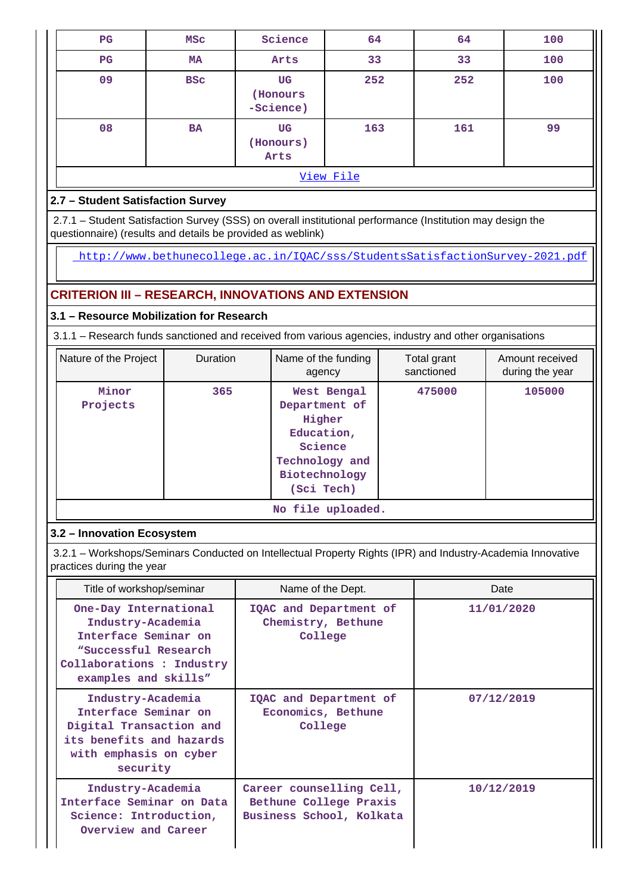| PG | MSc | Science | 64 | 64 | 100 |
|---|---|---|---|---|---|
| PG | MA | Arts | 33 | 33 | 100 |
| 09 | BSc | UG (Honours -Science) | 252 | 252 | 100 |
| 08 | BA | UG (Honours) Arts | 163 | 161 | 99 |

View File

### 2.7 – Student Satisfaction Survey

2.7.1 – Student Satisfaction Survey (SSS) on overall institutional performance (Institution may design the questionnaire) (results and details be provided as weblink)

http://www.bethunecollege.ac.in/IQAC/sss/StudentsSatisfactionSurvey-2021.pdf

## CRITERION III – RESEARCH, INNOVATIONS AND EXTENSION

### 3.1 – Resource Mobilization for Research

3.1.1 – Research funds sanctioned and received from various agencies, industry and other organisations

| Nature of the Project | Duration | Name of the funding agency | Total grant sanctioned | Amount received during the year |
|---|---|---|---|---|
| Minor Projects | 365 | West Bengal Department of Higher Education, Science Technology and Biotechnology (Sci Tech) | 475000 | 105000 |

No file uploaded.

### 3.2 – Innovation Ecosystem

3.2.1 – Workshops/Seminars Conducted on Intellectual Property Rights (IPR) and Industry-Academia Innovative practices during the year

| Title of workshop/seminar | Name of the Dept. | Date |
|---|---|---|
| One-Day International Industry-Academia Interface Seminar on “Successful Research Collaborations : Industry examples and skills” | IQAC and Department of Chemistry, Bethune College | 11/01/2020 |
| Industry-Academia Interface Seminar on Digital Transaction and its benefits and hazards with emphasis on cyber security | IQAC and Department of Economics, Bethune College | 07/12/2019 |
| Industry-Academia Interface Seminar on Data Science: Introduction, Overview and Career | Career counselling Cell, Bethune College Praxis Business School, Kolkata | 10/12/2019 |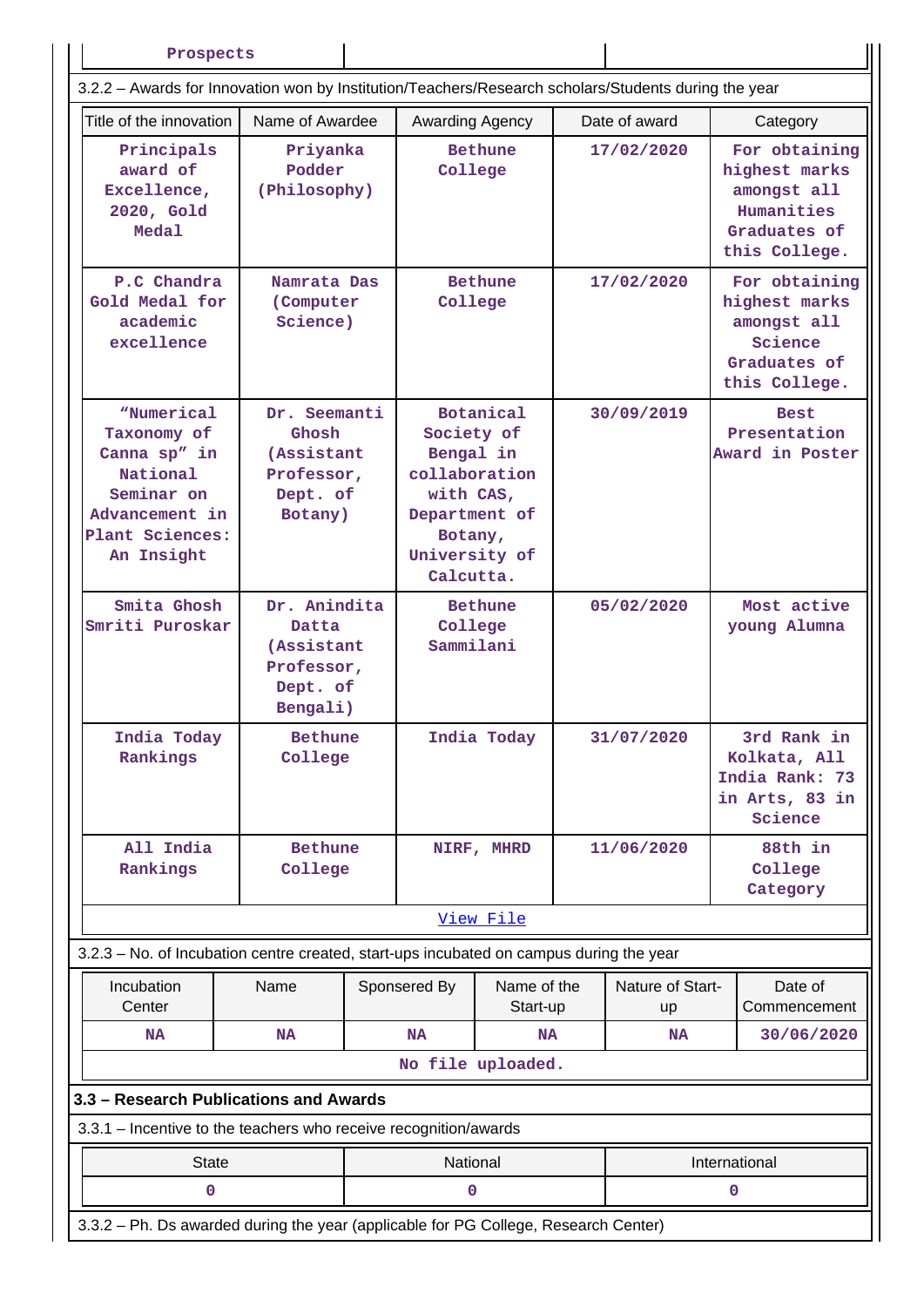| Prospects | | |
|---|---|---|

3.2.2 – Awards for Innovation won by Institution/Teachers/Research scholars/Students during the year

| Title of the innovation | Name of Awardee | Awarding Agency | Date of award | Category |
|---|---|---|---|---|
| Principals award of Excellence, 2020, Gold Medal | Priyanka Podder (Philosophy) | Bethune College | 17/02/2020 | For obtaining highest marks amongst all Humanities Graduates of this College. |
| P.C Chandra Gold Medal for academic excellence | Namrata Das (Computer Science) | Bethune College | 17/02/2020 | For obtaining highest marks amongst all Science Graduates of this College. |
| "Numerical Taxonomy of Canna sp" in National Seminar on Advancement in Plant Sciences: An Insight | Dr. Seemanti Ghosh (Assistant Professor, Dept. of Botany) | Botanical Society of Bengal in collaboration with CAS, Department of Botany, University of Calcutta. | 30/09/2019 | Best Presentation Award in Poster |
| Smita Ghosh Smriti Puroskar | Dr. Anindita Datta (Assistant Professor, Dept. of Bengali) | Bethune College Sammilani | 05/02/2020 | Most active young Alumna |
| India Today Rankings | Bethune College | India Today | 31/07/2020 | 3rd Rank in Kolkata, All India Rank: 73 in Arts, 83 in Science |
| All India Rankings | Bethune College | NIRF, MHRD | 11/06/2020 | 88th in College Category |

View File

3.2.3 – No. of Incubation centre created, start-ups incubated on campus during the year

| Incubation Center | Name | Sponsored By | Name of the Start-up | Nature of Start-up | Date of Commencement |
|---|---|---|---|---|---|
| NA | NA | NA | NA | NA | 30/06/2020 |

No file uploaded.

## 3.3 – Research Publications and Awards

3.3.1 – Incentive to the teachers who receive recognition/awards

| State | National | International |
|---|---|---|
| 0 | 0 | 0 |

3.3.2 – Ph. Ds awarded during the year (applicable for PG College, Research Center)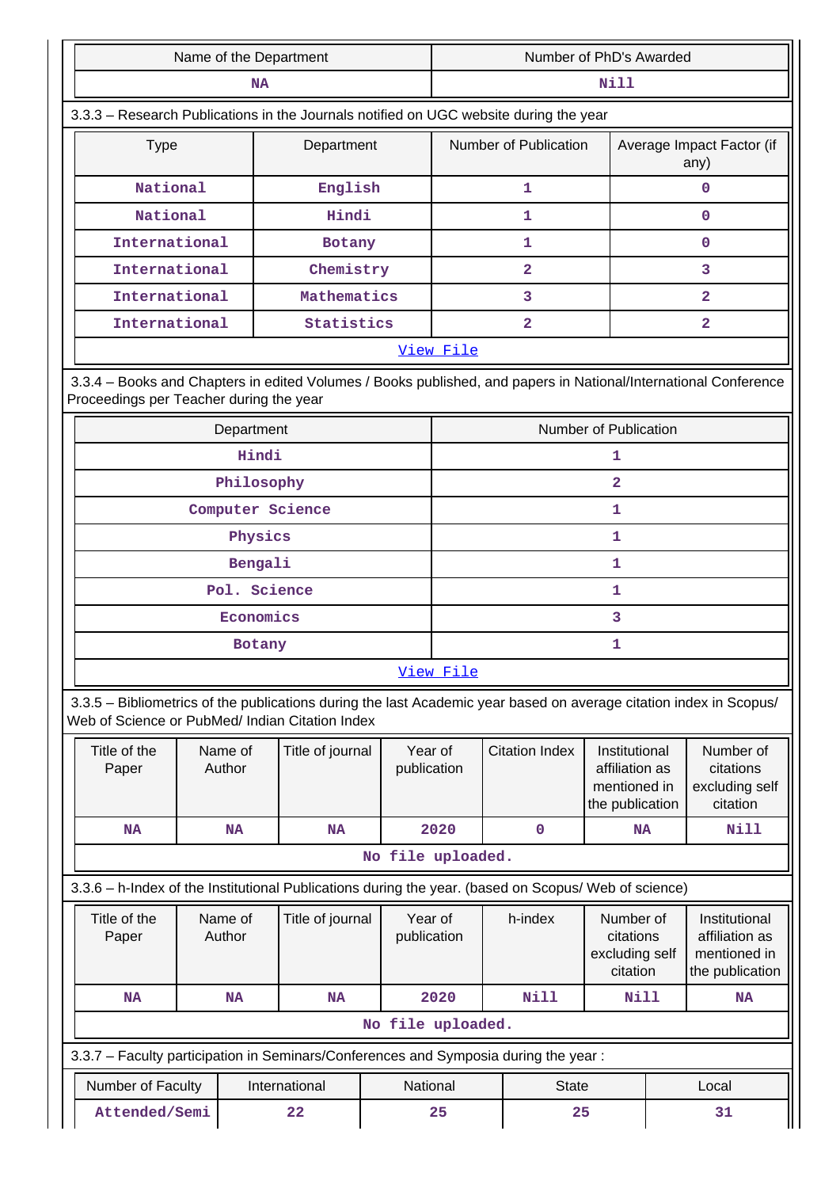| Name of the Department | Number of PhD's Awarded |
|---|---|
| NA | Nill |

3.3.3 – Research Publications in the Journals notified on UGC website during the year

| Type | Department | Number of Publication | Average Impact Factor (if any) |
|---|---|---|---|
| National | English | 1 | 0 |
| National | Hindi | 1 | 0 |
| International | Botany | 1 | 0 |
| International | Chemistry | 2 | 3 |
| International | Mathematics | 3 | 2 |
| International | Statistics | 2 | 2 |

View File

3.3.4 – Books and Chapters in edited Volumes / Books published, and papers in National/International Conference Proceedings per Teacher during the year

| Department | Number of Publication |
|---|---|
| Hindi | 1 |
| Philosophy | 2 |
| Computer Science | 1 |
| Physics | 1 |
| Bengali | 1 |
| Pol. Science | 1 |
| Economics | 3 |
| Botany | 1 |

View File

3.3.5 – Bibliometrics of the publications during the last Academic year based on average citation index in Scopus/ Web of Science or PubMed/ Indian Citation Index

| Title of the Paper | Name of Author | Title of journal | Year of publication | Citation Index | Institutional affiliation as mentioned in the publication | Number of citations excluding self citation |
|---|---|---|---|---|---|---|
| NA | NA | NA | 2020 | 0 | NA | Nill |

No file uploaded.

3.3.6 – h-Index of the Institutional Publications during the year. (based on Scopus/ Web of science)

| Title of the Paper | Name of Author | Title of journal | Year of publication | h-index | Number of citations excluding self citation | Institutional affiliation as mentioned in the publication |
|---|---|---|---|---|---|---|
| NA | NA | NA | 2020 | Nill | Nill | NA |

No file uploaded.

3.3.7 – Faculty participation in Seminars/Conferences and Symposia during the year :

| Number of Faculty | International | National | State | Local |
|---|---|---|---|---|
| Attended/Semi | 22 | 25 | 25 | 31 |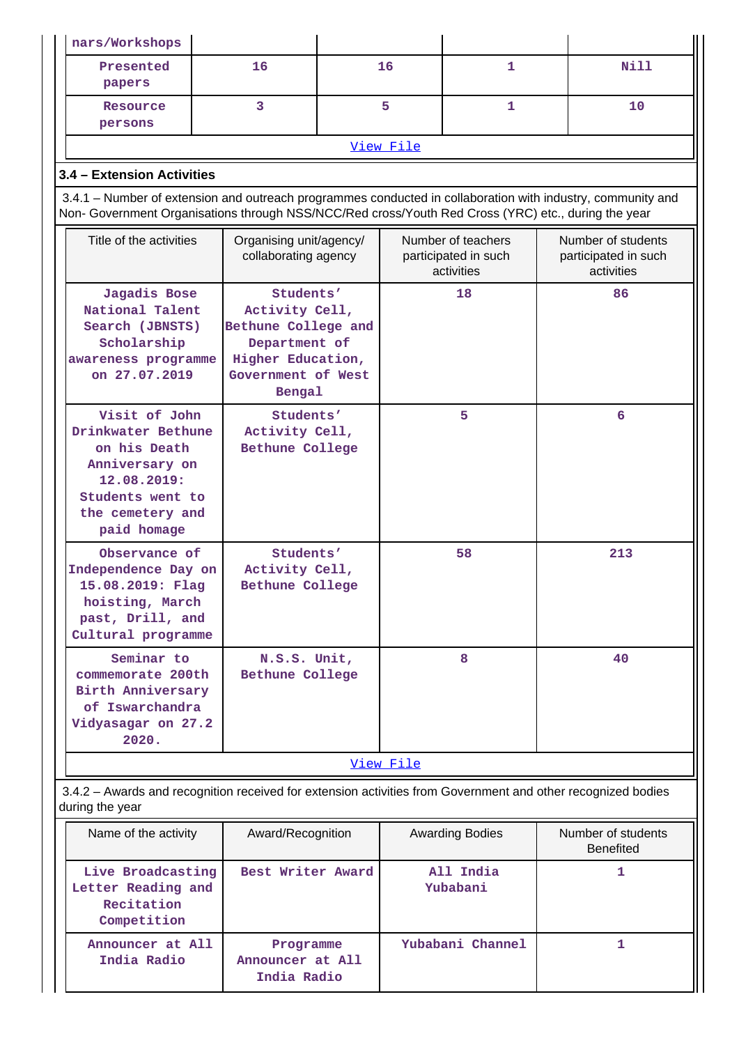| nars/Workshops | | | | |
|---|---|---|---|---|
| Presented papers | 16 | 16 | 1 | Nill |
| Resource persons | 3 | 5 | 1 | 10 |

View File

### 3.4 – Extension Activities

3.4.1 – Number of extension and outreach programmes conducted in collaboration with industry, community and Non- Government Organisations through NSS/NCC/Red cross/Youth Red Cross (YRC) etc., during the year

| Title of the activities | Organising unit/agency/ collaborating agency | Number of teachers participated in such activities | Number of students participated in such activities |
|---|---|---|---|
| Jagadis Bose National Talent Search (JBNSTS) Scholarship awareness programme on 27.07.2019 | Students' Activity Cell, Bethune College and Department of Higher Education, Government of West Bengal | 18 | 86 |
| Visit of John Drinkwater Bethune on his Death Anniversary on 12.08.2019: Students went to the cemetery and paid homage | Students' Activity Cell, Bethune College | 5 | 6 |
| Observance of Independence Day on 15.08.2019: Flag hoisting, March past, Drill, and Cultural programme | Students' Activity Cell, Bethune College | 58 | 213 |
| Seminar to commemorate 200th Birth Anniversary of Iswarchandra Vidyasagar on 27.2 2020. | N.S.S. Unit, Bethune College | 8 | 40 |

View File

3.4.2 – Awards and recognition received for extension activities from Government and other recognized bodies during the year

| Name of the activity | Award/Recognition | Awarding Bodies | Number of students Benefited |
|---|---|---|---|
| Live Broadcasting Letter Reading and Recitation Competition | Best Writer Award | All India Yubabani | 1 |
| Announcer at All India Radio | Programme Announcer at All India Radio | Yubabani Channel | 1 |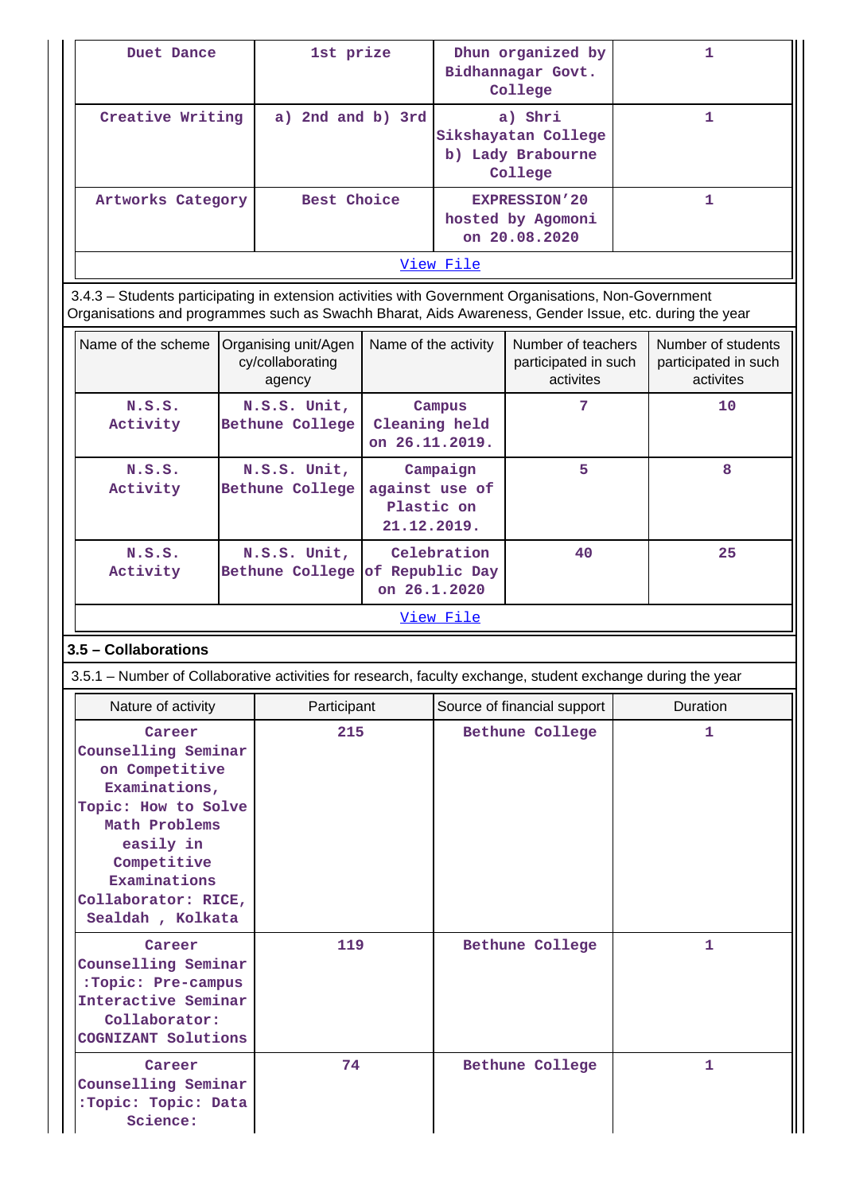| | | | |
|---|---|---|---|
| Duet Dance | 1st prize | Dhun organized by Bidhannagar Govt. College | 1 |
| Creative Writing | a) 2nd and b) 3rd | a) Shri Sikshayatan College b) Lady Brabourne College | 1 |
| Artworks Category | Best Choice | EXPRESSION'20 hosted by Agomoni on 20.08.2020 | 1 |

View File

3.4.3 – Students participating in extension activities with Government Organisations, Non-Government Organisations and programmes such as Swachh Bharat, Aids Awareness, Gender Issue, etc. during the year

| Name of the scheme | Organising unit/Agency/collaborating agency | Name of the activity | Number of teachers participated in such activites | Number of students participated in such activites |
|---|---|---|---|---|
| N.S.S. Activity | N.S.S. Unit, Bethune College | Campus Cleaning held on 26.11.2019. | 7 | 10 |
| N.S.S. Activity | N.S.S. Unit, Bethune College | Campaign against use of Plastic on 21.12.2019. | 5 | 8 |
| N.S.S. Activity | N.S.S. Unit, Bethune College | Celebration of Republic Day on 26.1.2020 | 40 | 25 |

View File

### 3.5 – Collaborations

3.5.1 – Number of Collaborative activities for research, faculty exchange, student exchange during the year

| Nature of activity | Participant | Source of financial support | Duration |
|---|---|---|---|
| Career Counselling Seminar on Competitive Examinations, Topic: How to Solve Math Problems easily in Competitive Examinations Collaborator: RICE, Sealdah , Kolkata | 215 | Bethune College | 1 |
| Career Counselling Seminar :Topic: Pre-campus Interactive Seminar Collaborator: COGNIZANT Solutions | 119 | Bethune College | 1 |
| Career Counselling Seminar :Topic: Topic: Data Science: | 74 | Bethune College | 1 |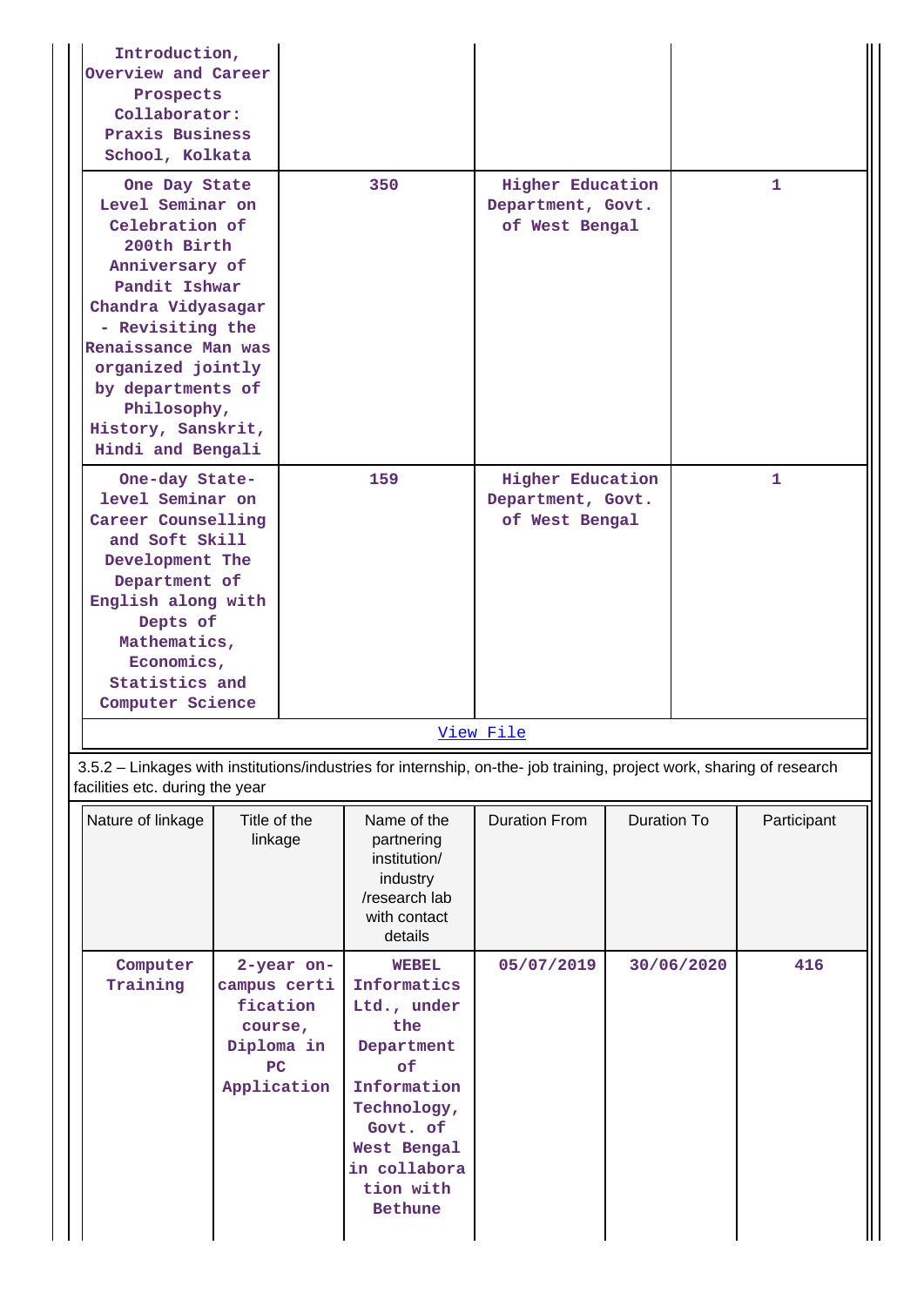| | | | |
|---|---|---|---|
| Introduction, Overview and Career Prospects Collaborator: Praxis Business School, Kolkata | | | |
| One Day State Level Seminar on Celebration of 200th Birth Anniversary of Pandit Ishwar Chandra Vidyasagar - Revisiting the Renaissance Man was organized jointly by departments of Philosophy, History, Sanskrit, Hindi and Bengali | 350 | Higher Education Department, Govt. of West Bengal | 1 |
| One-day State-level Seminar on Career Counselling and Soft Skill Development The Department of English along with Depts of Mathematics, Economics, Statistics and Computer Science | 159 | Higher Education Department, Govt. of West Bengal | 1 |

[View File]

3.5.2 – Linkages with institutions/industries for internship, on-the- job training, project work, sharing of research facilities etc. during the year

| Nature of linkage | Title of the linkage | Name of the partnering institution/ industry /research lab with contact details | Duration From | Duration To | Participant |
|---|---|---|---|---|---|
| Computer Training | 2-year on-campus certification course, Diploma in PC Application | WEBEL Informatics Ltd., under the Department of Information Technology, Govt. of West Bengal in collaboration with Bethune | 05/07/2019 | 30/06/2020 | 416 |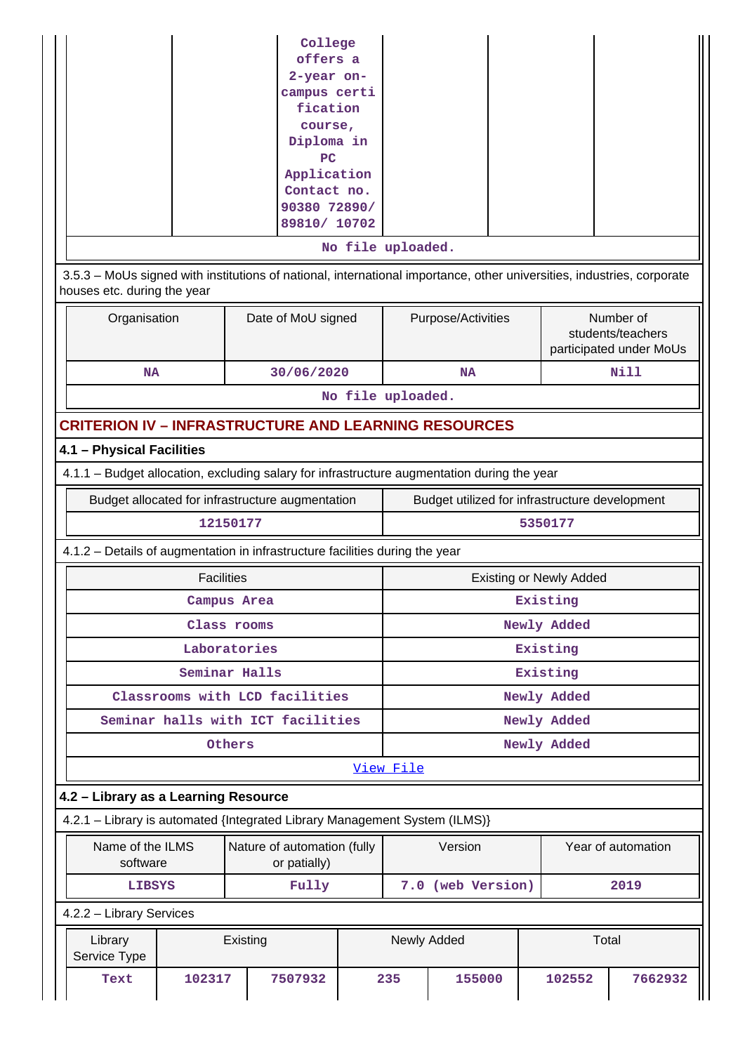| | | College offers a 2-year on-campus certification course, Diploma in PC Application Contact no. 90380 72890/ 89810/ 10702 | | | |
|---|---|---|---|---|---|

No file uploaded.

3.5.3 – MoUs signed with institutions of national, international importance, other universities, industries, corporate houses etc. during the year

| Organisation | Date of MoU signed | Purpose/Activities | Number of students/teachers participated under MoUs |
|---|---|---|---|
| NA | 30/06/2020 | NA | Nill |

No file uploaded.

## CRITERION IV – INFRASTRUCTURE AND LEARNING RESOURCES

### 4.1 – Physical Facilities

4.1.1 – Budget allocation, excluding salary for infrastructure augmentation during the year

| Budget allocated for infrastructure augmentation | Budget utilized for infrastructure development |
|---|---|
| 12150177 | 5350177 |

4.1.2 – Details of augmentation in infrastructure facilities during the year

| Facilities | Existing or Newly Added |
|---|---|
| Campus Area | Existing |
| Class rooms | Newly Added |
| Laboratories | Existing |
| Seminar Halls | Existing |
| Classrooms with LCD facilities | Newly Added |
| Seminar halls with ICT facilities | Newly Added |
| Others | Newly Added |

View File

### 4.2 – Library as a Learning Resource

4.2.1 – Library is automated {Integrated Library Management System (ILMS)}

| Name of the ILMS software | Nature of automation (fully or patially) | Version | Year of automation |
|---|---|---|---|
| LIBSYS | Fully | 7.0 (web Version) | 2019 |

4.2.2 – Library Services

| Library Service Type | Existing | | Newly Added | | Total | |
|---|---|---|---|---|---|---|
| Text | 102317 | 7507932 | 235 | 155000 | 102552 | 7662932 |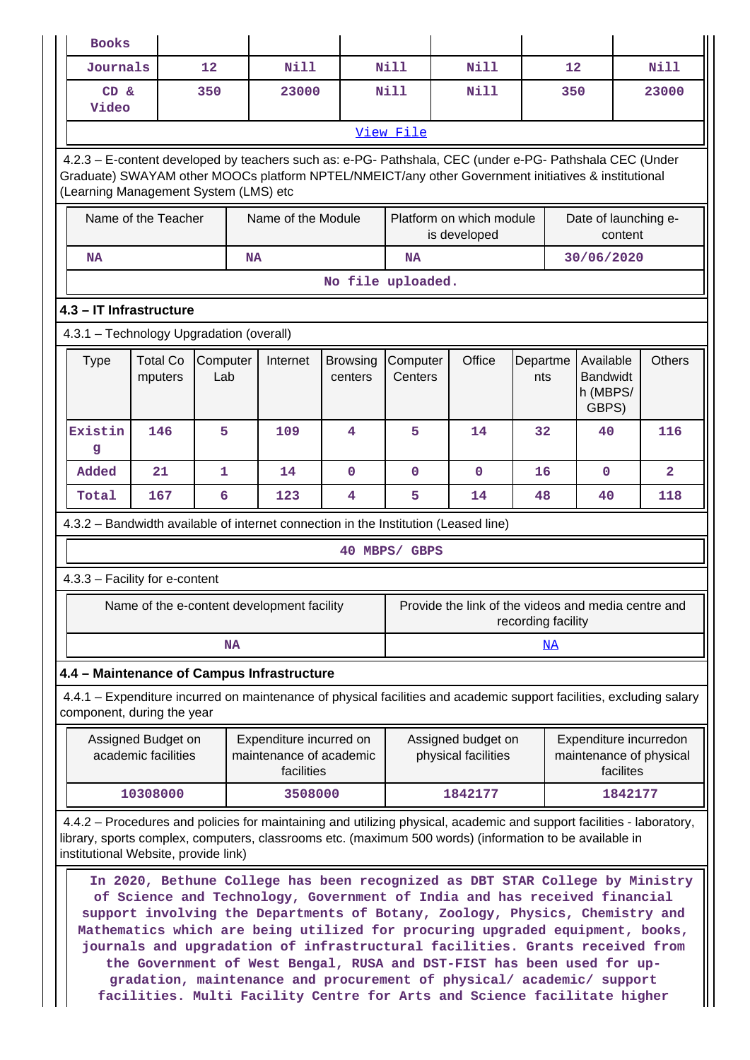| Books | | | | | | |
|---|---|---|---|---|---|---|
| Journals | 12 | Nill | Nill | Nill | 12 | Nill |
| CD & Video | 350 | 23000 | Nill | Nill | 350 | 23000 |

View File

4.2.3 – E-content developed by teachers such as: e-PG- Pathshala, CEC (under e-PG- Pathshala CEC (Under Graduate) SWAYAM other MOOCs platform NPTEL/NMEICT/any other Government initiatives & institutional (Learning Management System (LMS) etc

| Name of the Teacher | Name of the Module | Platform on which module is developed | Date of launching e-content |
|---|---|---|---|
| NA | NA | NA | 30/06/2020 |

No file uploaded.

**4.3 – IT Infrastructure**

4.3.1 – Technology Upgradation (overall)

| Type | Total Computers | Computer Lab | Internet | Browsing centers | Computer Centers | Office | Departments | Available Bandwidth (MBPS/ GBPS) | Others |
|---|---|---|---|---|---|---|---|---|---|
| Existing | 146 | 5 | 109 | 4 | 5 | 14 | 32 | 40 | 116 |
| Added | 21 | 1 | 14 | 0 | 0 | 0 | 16 | 0 | 2 |
| Total | 167 | 6 | 123 | 4 | 5 | 14 | 48 | 40 | 118 |

4.3.2 – Bandwidth available of internet connection in the Institution (Leased line)

40 MBPS/ GBPS

4.3.3 – Facility for e-content

| Name of the e-content development facility | Provide the link of the videos and media centre and recording facility |
|---|---|
| NA | NA |

**4.4 – Maintenance of Campus Infrastructure**

4.4.1 – Expenditure incurred on maintenance of physical facilities and academic support facilities, excluding salary component, during the year

| Assigned Budget on academic facilities | Expenditure incurred on maintenance of academic facilities | Assigned budget on physical facilities | Expenditure incurredon maintenance of physical facilites |
|---|---|---|---|
| 10308000 | 3508000 | 1842177 | 1842177 |

4.4.2 – Procedures and policies for maintaining and utilizing physical, academic and support facilities - laboratory, library, sports complex, computers, classrooms etc. (maximum 500 words) (information to be available in institutional Website, provide link)

In 2020, Bethune College has been recognized as DBT STAR College by Ministry of Science and Technology, Government of India and has received financial support involving the Departments of Botany, Zoology, Physics, Chemistry and Mathematics which are being utilized for procuring upgraded equipment, books, journals and upgradation of infrastructural facilities. Grants received from the Government of West Bengal, RUSA and DST-FIST has been used for up-gradation, maintenance and procurement of physical/ academic/ support facilities. Multi Facility Centre for Arts and Science facilitate higher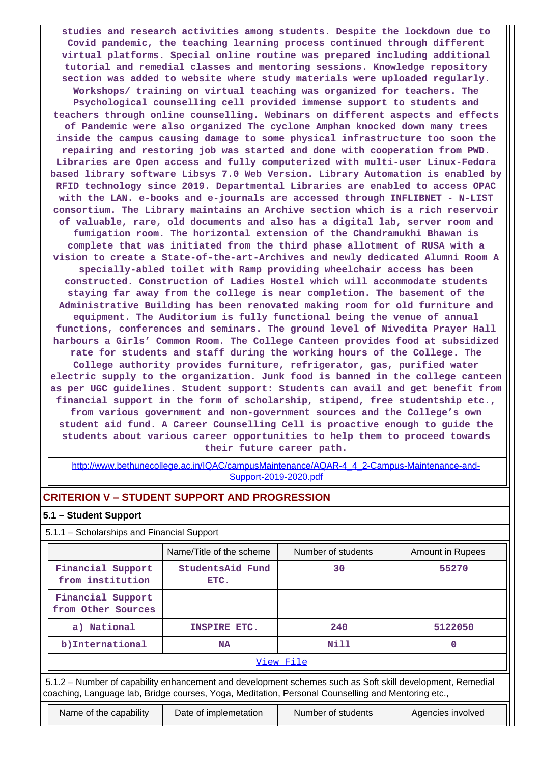studies and research activities among students. Despite the lockdown due to Covid pandemic, the teaching learning process continued through different virtual platforms. Special online routine was prepared including additional tutorial and remedial classes and mentoring sessions. Knowledge repository section was added to website where study materials were uploaded regularly. Workshops/ training on virtual teaching was organized for teachers. The Psychological counselling cell provided immense support to students and teachers through online counselling. Webinars on different aspects and effects of Pandemic were also organized The cyclone Amphan knocked down many trees inside the campus causing damage to some physical infrastructure too soon the repairing and restoring job was started and done with cooperation from PWD. Libraries are Open access and fully computerized with multi-user Linux-Fedora based library software Libsys 7.0 Web Version. Library Automation is enabled by RFID technology since 2019. Departmental Libraries are enabled to access OPAC with the LAN. e-books and e-journals are accessed through INFLIBNET - N-LIST consortium. The Library maintains an Archive section which is a rich reservoir of valuable, rare, old documents and also has a digital lab, server room and fumigation room. The horizontal extension of the Chandramukhi Bhawan is complete that was initiated from the third phase allotment of RUSA with a vision to create a State-of-the-art-Archives and newly dedicated Alumni Room A specially-abled toilet with Ramp providing wheelchair access has been constructed. Construction of Ladies Hostel which will accommodate students staying far away from the college is near completion. The basement of the Administrative Building has been renovated making room for old furniture and equipment. The Auditorium is fully functional being the venue of annual functions, conferences and seminars. The ground level of Nivedita Prayer Hall harbours a Girls' Common Room. The College Canteen provides food at subsidized rate for students and staff during the working hours of the College. The College authority provides furniture, refrigerator, gas, purified water electric supply to the organization. Junk food is banned in the college canteen as per UGC guidelines. Student support: Students can avail and get benefit from financial support in the form of scholarship, stipend, free studentship etc., from various government and non-government sources and the College's own student aid fund. A Career Counselling Cell is proactive enough to guide the students about various career opportunities to help them to proceed towards their future career path.

http://www.bethunecollege.ac.in/IQAC/campusMaintenance/AQAR-4_4_2-Campus-Maintenance-and-Support-2019-2020.pdf

## CRITERION V – STUDENT SUPPORT AND PROGRESSION

### 5.1 – Student Support

5.1.1 – Scholarships and Financial Support

| | Name/Title of the scheme | Number of students | Amount in Rupees |
|---|---|---|---|
| Financial Support from institution | StudentsAid Fund ETC. | 30 | 55270 |
| Financial Support from Other Sources | | | |
| a) National | INSPIRE ETC. | 240 | 5122050 |
| b)International | NA | Nill | 0 |

View File

5.1.2 – Number of capability enhancement and development schemes such as Soft skill development, Remedial coaching, Language lab, Bridge courses, Yoga, Meditation, Personal Counselling and Mentoring etc.,

| Name of the capability | Date of implemetation | Number of students | Agencies involved |
|---|---|---|---|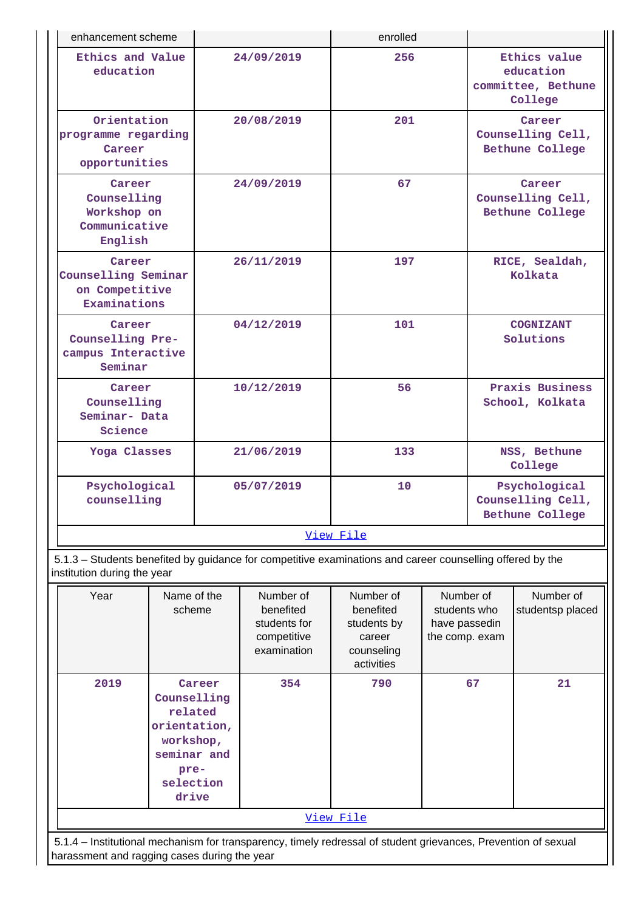| enhancement scheme | | enrolled | |
|---|---|---|---|
| Ethics and Value education | 24/09/2019 | 256 | Ethics value education committee, Bethune College |
| Orientation programme regarding Career opportunities | 20/08/2019 | 201 | Career Counselling Cell, Bethune College |
| Career Counselling Workshop on Communicative English | 24/09/2019 | 67 | Career Counselling Cell, Bethune College |
| Career Counselling Seminar on Competitive Examinations | 26/11/2019 | 197 | RICE, Sealdah, Kolkata |
| Career Counselling Pre-campus Interactive Seminar | 04/12/2019 | 101 | COGNIZANT Solutions |
| Career Counselling Seminar- Data Science | 10/12/2019 | 56 | Praxis Business School, Kolkata |
| Yoga Classes | 21/06/2019 | 133 | NSS, Bethune College |
| Psychological counselling | 05/07/2019 | 10 | Psychological Counselling Cell, Bethune College |

View File

5.1.3 – Students benefited by guidance for competitive examinations and career counselling offered by the institution during the year

| Year | Name of the scheme | Number of benefited students for competitive examination | Number of benefited students by career counseling activities | Number of students who have passedin the comp. exam | Number of studentsp placed |
|---|---|---|---|---|---|
| 2019 | Career Counselling related orientation, workshop, seminar and pre-selection drive | 354 | 790 | 67 | 21 |

View File

5.1.4 – Institutional mechanism for transparency, timely redressal of student grievances, Prevention of sexual harassment and ragging cases during the year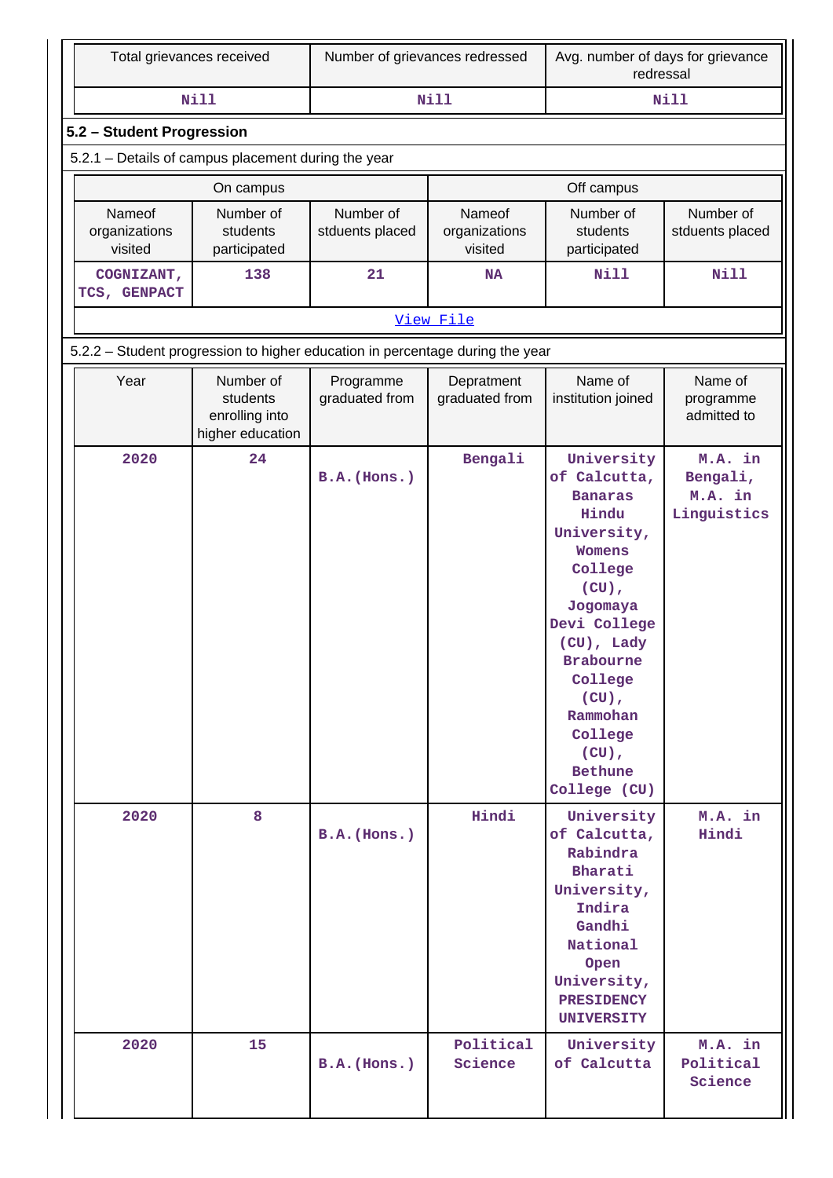| Total grievances received | Number of grievances redressed | Avg. number of days for grievance redressal |
|---|---|---|
| Nill | Nill | Nill |

### 5.2 – Student Progression

5.2.1 – Details of campus placement during the year

| On campus | | | Off campus | | |
|---|---|---|---|---|---|
| Nameof organizations visited | Number of students participated | Number of stduents placed | Nameof organizations visited | Number of students participated | Number of stduents placed |
| COGNIZANT, TCS, GENPACT | 138 | 21 | NA | Nill | Nill |

View File

5.2.2 – Student progression to higher education in percentage during the year

| Year | Number of students enrolling into higher education | Programme graduated from | Depratment graduated from | Name of institution joined | Name of programme admitted to |
|---|---|---|---|---|---|
| 2020 | 24 | B.A.(Hons.) | Bengali | University of Calcutta, Banaras Hindu University, Womens College (CU), Jogomaya Devi College (CU), Lady Brabourne College (CU), Rammohan College (CU), Bethune College (CU) | M.A. in Bengali, M.A. in Linguistics |
| 2020 | 8 | B.A.(Hons.) | Hindi | University of Calcutta, Rabindra Bharati University, Indira Gandhi National Open University, PRESIDENCY UNIVERSITY | M.A. in Hindi |
| 2020 | 15 | B.A.(Hons.) | Political Science | University of Calcutta | M.A. in Political Science |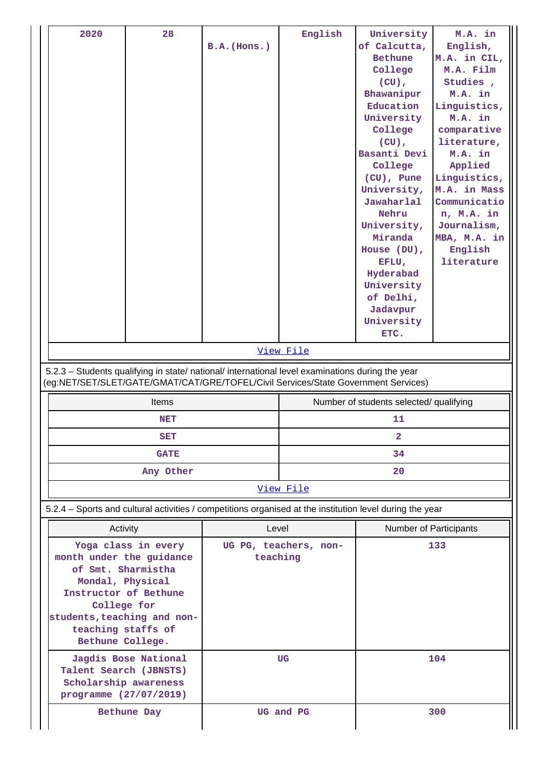| 2020 | 28 | B.A.(Hons.) | English | University of Calcutta, Bethune College (CU), Bhawanipur Education University College (CU), Basanti Devi College (CU), Pune University, Jawaharlal Nehru University, Miranda House (DU), EFLU, Hyderabad University of Delhi, Jadavpur University ETC. | M.A. in English, M.A. in CIL, M.A. Film Studies , M.A. in Linguistics, M.A. in comparative literature, M.A. in Applied Linguistics, M.A. in Mass Communication, M.A. in Journalism, MBA, M.A. in English literature |
|---|---|---|---|---|---|

View File

5.2.3 – Students qualifying in state/ national/ international level examinations during the year (eg:NET/SET/SLET/GATE/GMAT/CAT/GRE/TOFEL/Civil Services/State Government Services)

| Items | Number of students selected/ qualifying |
|---|---|
| NET | 11 |
| SET | 2 |
| GATE | 34 |
| Any Other | 20 |

View File

5.2.4 – Sports and cultural activities / competitions organised at the institution level during the year

| Activity | Level | Number of Participants |
|---|---|---|
| Yoga class in every month under the guidance of Smt. Sharmistha Mondal, Physical Instructor of Bethune College for students,teaching and non-teaching staffs of Bethune College. | UG PG, teachers, non-teaching | 133 |
| Jagdis Bose National Talent Search (JBNSTS) Scholarship awareness programme (27/07/2019) | UG | 104 |
| Bethune Day | UG and PG | 300 |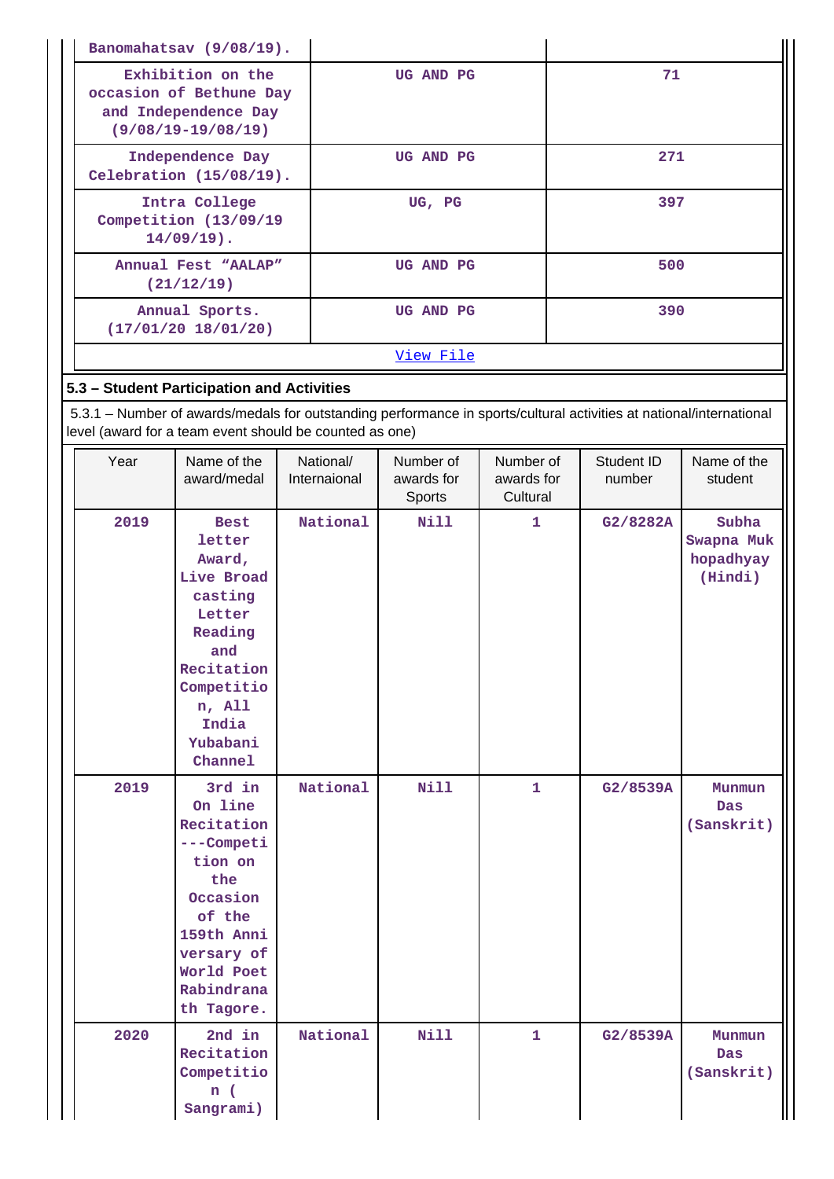| | | |
|---|---|---|
| Banomahatsav (9/08/19). | | |
| Exhibition on the occasion of Bethune Day and Independence Day (9/08/19-19/08/19) | UG AND PG | 71 |
| Independence Day Celebration (15/08/19). | UG AND PG | 271 |
| Intra College Competition (13/09/19 14/09/19). | UG, PG | 397 |
| Annual Fest “AALAP” (21/12/19) | UG AND PG | 500 |
| Annual Sports. (17/01/20 18/01/20) | UG AND PG | 390 |

[View File]

## 5.3 – Student Participation and Activities

5.3.1 – Number of awards/medals for outstanding performance in sports/cultural activities at national/international level (award for a team event should be counted as one)

| Year | Name of the award/medal | National/ Internaional | Number of awards for Sports | Number of awards for Cultural | Student ID number | Name of the student |
|---|---|---|---|---|---|---|
| 2019 | Best letter Award, Live Broad casting Letter Reading and Recitation Competition, All India Yubabani Channel | National | Nill | 1 | G2/8282A | Subha Swapna Mukhopadhyay (Hindi) |
| 2019 | 3rd in On line Recitation ---Competition on the Occasion of the 159th Anniversary of World Poet Rabindranath Tagore. | National | Nill | 1 | G2/8539A | Munmun Das (Sanskrit) |
| 2020 | 2nd in Recitation Competition ( Sangrami) | National | Nill | 1 | G2/8539A | Munmun Das (Sanskrit) |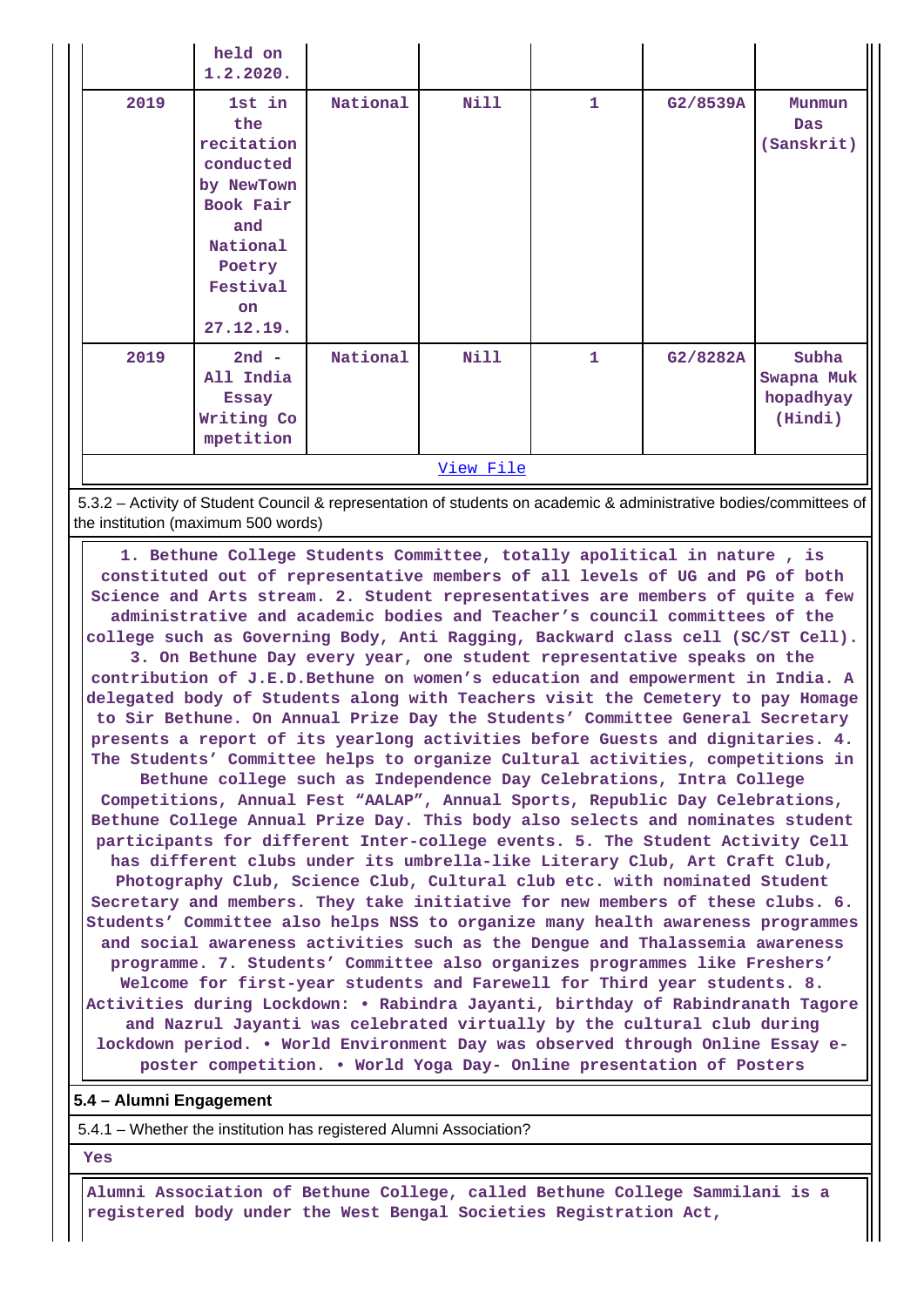| | held on 1.2.2020. | | | | | |
|---|---|---|---|---|---|---|
| 2019 | 1st in the recitation conducted by NewTown Book Fair and National Poetry Festival on 27.12.19. | National | Nill | 1 | G2/8539A | Munmun Das (Sanskrit) |
| 2019 | 2nd - All India Essay Writing Competition | National | Nill | 1 | G2/8282A | Subha Swapna Mukhopadhyay (Hindi) |

View File

5.3.2 – Activity of Student Council & representation of students on academic & administrative bodies/committees of the institution (maximum 500 words)

1. Bethune College Students Committee, totally apolitical in nature , is constituted out of representative members of all levels of UG and PG of both Science and Arts stream. 2. Student representatives are members of quite a few administrative and academic bodies and Teacher's council committees of the college such as Governing Body, Anti Ragging, Backward class cell (SC/ST Cell). 3. On Bethune Day every year, one student representative speaks on the contribution of J.E.D.Bethune on women's education and empowerment in India. A delegated body of Students along with Teachers visit the Cemetery to pay Homage to Sir Bethune. On Annual Prize Day the Students' Committee General Secretary presents a report of its yearlong activities before Guests and dignitaries. 4. The Students' Committee helps to organize Cultural activities, competitions in Bethune college such as Independence Day Celebrations, Intra College Competitions, Annual Fest "AALAP", Annual Sports, Republic Day Celebrations, Bethune College Annual Prize Day. This body also selects and nominates student participants for different Inter-college events. 5. The Student Activity Cell has different clubs under its umbrella-like Literary Club, Art Craft Club, Photography Club, Science Club, Cultural club etc. with nominated Student Secretary and members. They take initiative for new members of these clubs. 6. Students' Committee also helps NSS to organize many health awareness programmes and social awareness activities such as the Dengue and Thalassemia awareness programme. 7. Students' Committee also organizes programmes like Freshers' Welcome for first-year students and Farewell for Third year students. 8. Activities during Lockdown: • Rabindra Jayanti, birthday of Rabindranath Tagore and Nazrul Jayanti was celebrated virtually by the cultural club during lockdown period. • World Environment Day was observed through Online Essay e-poster competition. • World Yoga Day- Online presentation of Posters

**5.4 – Alumni Engagement**

5.4.1 – Whether the institution has registered Alumni Association?

Yes

Alumni Association of Bethune College, called Bethune College Sammilani is a registered body under the West Bengal Societies Registration Act,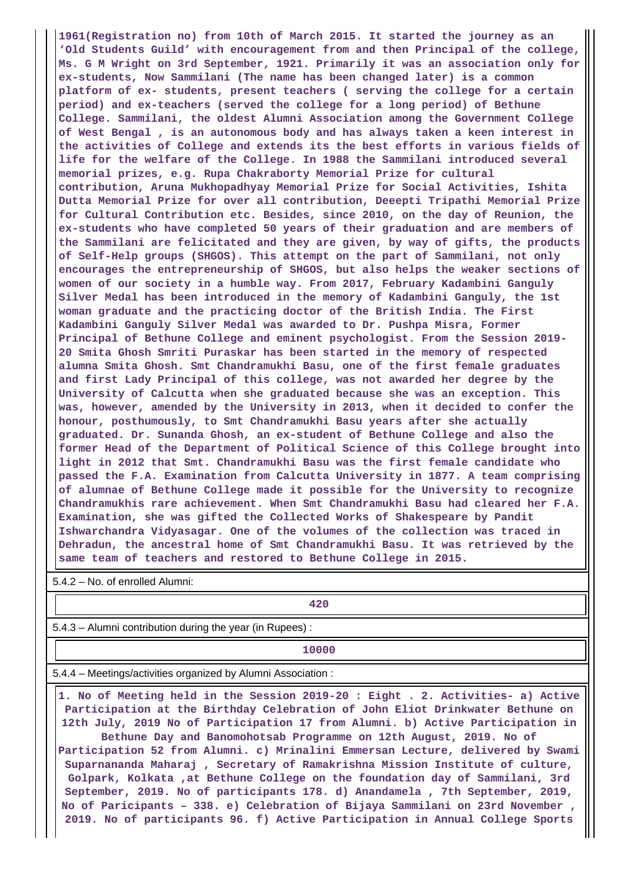**1961(Registration no) from 10th of March 2015. It started the journey as an 'Old Students Guild' with encouragement from and then Principal of the college, Ms. G M Wright on 3rd September, 1921. Primarily it was an association only for ex-students, Now Sammilani (The name has been changed later) is a common platform of ex- students, present teachers ( serving the college for a certain period) and ex-teachers (served the college for a long period) of Bethune College. Sammilani, the oldest Alumni Association among the Government College of West Bengal , is an autonomous body and has always taken a keen interest in the activities of College and extends its the best efforts in various fields of life for the welfare of the College. In 1988 the Sammilani introduced several memorial prizes, e.g. Rupa Chakraborty Memorial Prize for cultural contribution, Aruna Mukhopadhyay Memorial Prize for Social Activities, Ishita Dutta Memorial Prize for over all contribution, Deepti Tripathi Memorial Prize for Cultural Contribution etc. Besides, since 2010, on the day of Reunion, the ex-students who have completed 50 years of their graduation and are members of the Sammilani are felicitated and they are given, by way of gifts, the products of Self-Help groups (SHGOS). This attempt on the part of Sammilani, not only encourages the entrepreneurship of SHGOS, but also helps the weaker sections of women of our society in a humble way. From 2017, February Kadambini Ganguly Silver Medal has been introduced in the memory of Kadambini Ganguly, the 1st woman graduate and the practicing doctor of the British India. The First Kadambini Ganguly Silver Medal was awarded to Dr. Pushpa Misra, Former Principal of Bethune College and eminent psychologist. From the Session 2019-20 Smita Ghosh Smriti Puraskar has been started in the memory of respected alumna Smita Ghosh. Smt Chandramukhi Basu, one of the first female graduates and first Lady Principal of this college, was not awarded her degree by the University of Calcutta when she graduated because she was an exception. This was, however, amended by the University in 2013, when it decided to confer the honour, posthumously, to Smt Chandramukhi Basu years after she actually graduated. Dr. Sunanda Ghosh, an ex-student of Bethune College and also the former Head of the Department of Political Science of this College brought into light in 2012 that Smt. Chandramukhi Basu was the first female candidate who passed the F.A. Examination from Calcutta University in 1877. A team comprising of alumnae of Bethune College made it possible for the University to recognize Chandramukhis rare achievement. When Smt Chandramukhi Basu had cleared her F.A. Examination, she was gifted the Collected Works of Shakespeare by Pandit Ishwarchandra Vidyasagar. One of the volumes of the collection was traced in Dehradun, the ancestral home of Smt Chandramukhi Basu. It was retrieved by the same team of teachers and restored to Bethune College in 2015.**

5.4.2 – No. of enrolled Alumni:

**420**

5.4.3 – Alumni contribution during the year (in Rupees) :

**10000**

5.4.4 – Meetings/activities organized by Alumni Association :

**1. No of Meeting held in the Session 2019-20 : Eight . 2. Activities- a) Active Participation at the Birthday Celebration of John Eliot Drinkwater Bethune on 12th July, 2019 No of Participation 17 from Alumni. b) Active Participation in Bethune Day and Banomohotsab Programme on 12th August, 2019. No of Participation 52 from Alumni. c) Mrinalini Emmersan Lecture, delivered by Swami Suparnananda Maharaj , Secretary of Ramakrishna Mission Institute of culture, Golpark, Kolkata ,at Bethune College on the foundation day of Sammilani, 3rd September, 2019. No of participants 178. d) Anandamela , 7th September, 2019, No of Paricipants – 338. e) Celebration of Bijaya Sammilani on 23rd November , 2019. No of participants 96. f) Active Participation in Annual College Sports**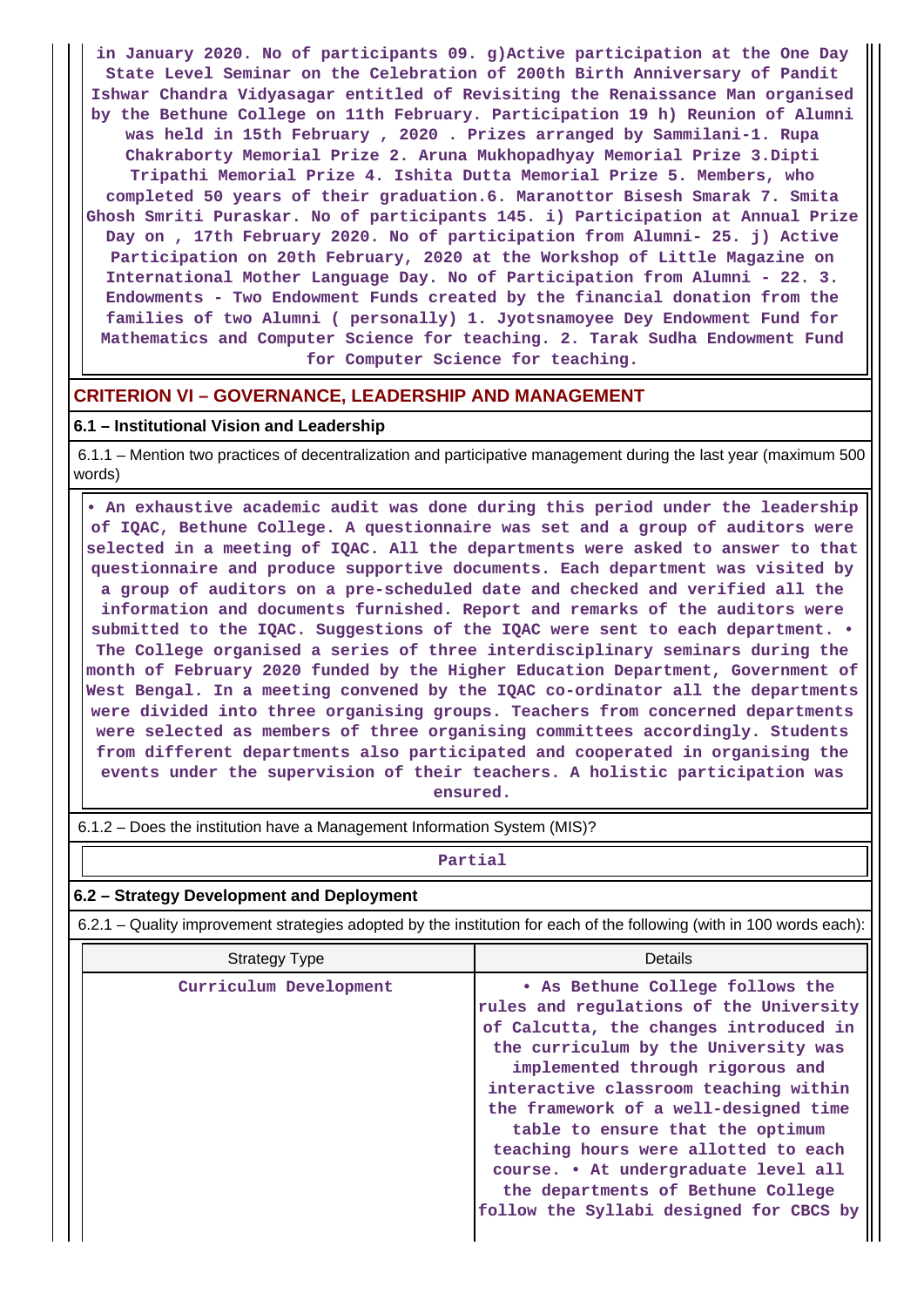in January 2020. No of participants 09. g)Active participation at the One Day State Level Seminar on the Celebration of 200th Birth Anniversary of Pandit Ishwar Chandra Vidyasagar entitled of Revisiting the Renaissance Man organised by the Bethune College on 11th February. Participation 19 h) Reunion of Alumni was held in 15th February , 2020 . Prizes arranged by Sammilani-1. Rupa Chakraborty Memorial Prize 2. Aruna Mukhopadhyay Memorial Prize 3.Dipti Tripathi Memorial Prize 4. Ishita Dutta Memorial Prize 5. Members, who completed 50 years of their graduation.6. Maranottor Bisesh Smarak 7. Smita Ghosh Smriti Puraskar. No of participants 145. i) Participation at Annual Prize Day on , 17th February 2020. No of participation from Alumni- 25. j) Active Participation on 20th February, 2020 at the Workshop of Little Magazine on International Mother Language Day. No of Participation from Alumni - 22. 3. Endowments - Two Endowment Funds created by the financial donation from the families of two Alumni ( personally) 1. Jyotsnamoyee Dey Endowment Fund for Mathematics and Computer Science for teaching. 2. Tarak Sudha Endowment Fund for Computer Science for teaching.

## CRITERION VI – GOVERNANCE, LEADERSHIP AND MANAGEMENT

### 6.1 – Institutional Vision and Leadership

6.1.1 – Mention two practices of decentralization and participative management during the last year (maximum 500 words)

• An exhaustive academic audit was done during this period under the leadership of IQAC, Bethune College. A questionnaire was set and a group of auditors were selected in a meeting of IQAC. All the departments were asked to answer to that questionnaire and produce supportive documents. Each department was visited by a group of auditors on a pre-scheduled date and checked and verified all the information and documents furnished. Report and remarks of the auditors were submitted to the IQAC. Suggestions of the IQAC were sent to each department. • The College organised a series of three interdisciplinary seminars during the month of February 2020 funded by the Higher Education Department, Government of West Bengal. In a meeting convened by the IQAC co-ordinator all the departments were divided into three organising groups. Teachers from concerned departments were selected as members of three organising committees accordingly. Students from different departments also participated and cooperated in organising the events under the supervision of their teachers. A holistic participation was ensured.

6.1.2 – Does the institution have a Management Information System (MIS)?

Partial

### 6.2 – Strategy Development and Deployment

6.2.1 – Quality improvement strategies adopted by the institution for each of the following (with in 100 words each):

| Strategy Type | Details |
|---|---|
| Curriculum Development | • As Bethune College follows the rules and regulations of the University of Calcutta, the changes introduced in the curriculum by the University was implemented through rigorous and interactive classroom teaching within the framework of a well-designed time table to ensure that the optimum teaching hours were allotted to each course. • At undergraduate level all the departments of Bethune College follow the Syllabi designed for CBCS by |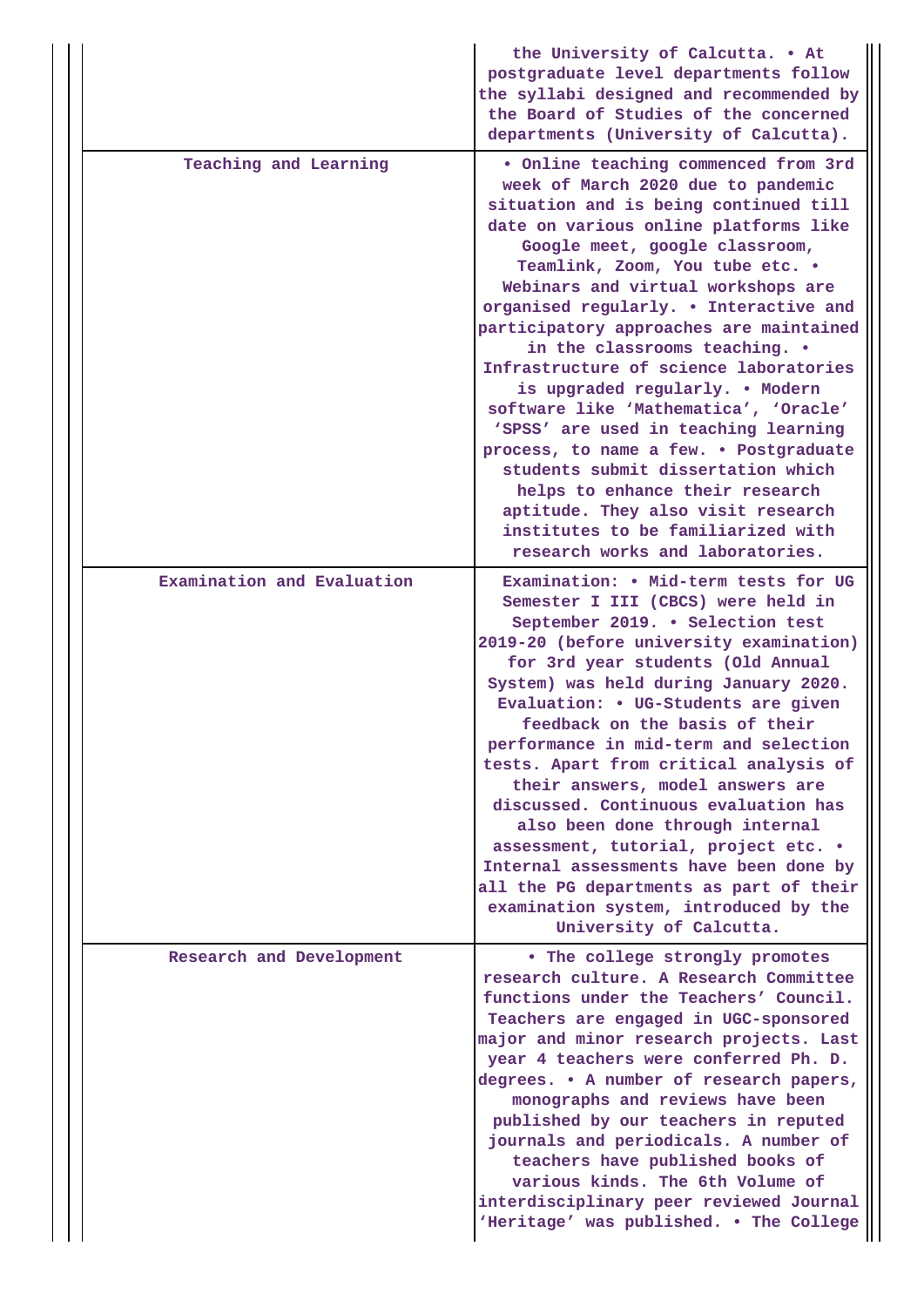| | |
|---|---|
| | the University of Calcutta. • At postgraduate level departments follow the syllabi designed and recommended by the Board of Studies of the concerned departments (University of Calcutta). |
| Teaching and Learning | • Online teaching commenced from 3rd week of March 2020 due to pandemic situation and is being continued till date on various online platforms like Google meet, google classroom, Teamlink, Zoom, You tube etc. • Webinars and virtual workshops are organised regularly. • Interactive and participatory approaches are maintained in the classrooms teaching. • Infrastructure of science laboratories is upgraded regularly. • Modern software like 'Mathematica', 'Oracle' 'SPSS' are used in teaching learning process, to name a few. • Postgraduate students submit dissertation which helps to enhance their research aptitude. They also visit research institutes to be familiarized with research works and laboratories. |
| Examination and Evaluation | Examination: • Mid-term tests for UG Semester I III (CBCS) were held in September 2019. • Selection test 2019-20 (before university examination) for 3rd year students (Old Annual System) was held during January 2020. Evaluation: • UG-Students are given feedback on the basis of their performance in mid-term and selection tests. Apart from critical analysis of their answers, model answers are discussed. Continuous evaluation has also been done through internal assessment, tutorial, project etc. • Internal assessments have been done by all the PG departments as part of their examination system, introduced by the University of Calcutta. |
| Research and Development | • The college strongly promotes research culture. A Research Committee functions under the Teachers' Council. Teachers are engaged in UGC-sponsored major and minor research projects. Last year 4 teachers were conferred Ph. D. degrees. • A number of research papers, monographs and reviews have been published by our teachers in reputed journals and periodicals. A number of teachers have published books of various kinds. The 6th Volume of interdisciplinary peer reviewed Journal 'Heritage' was published. • The College |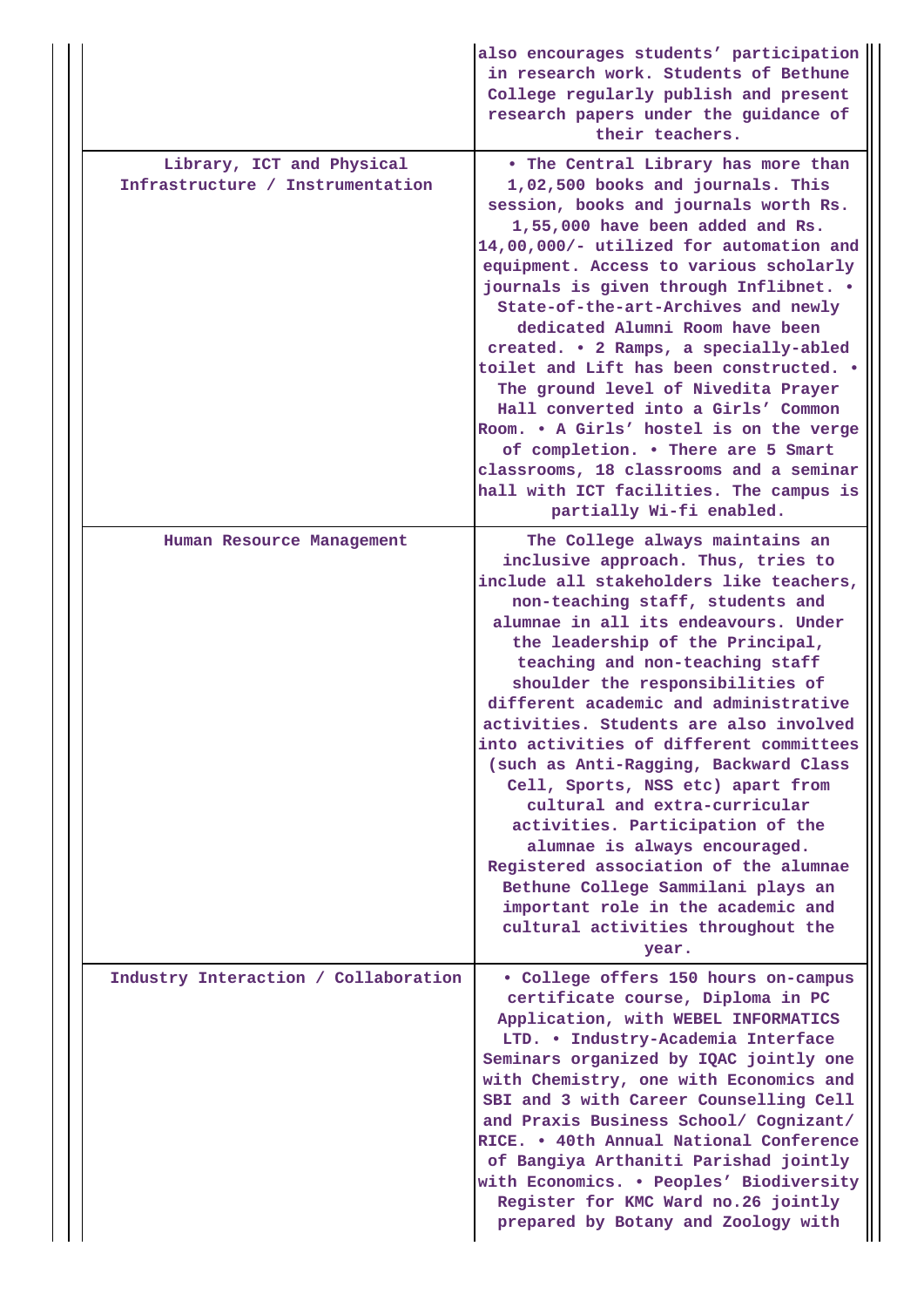|  |  |
|---|---|
|  | also encourages students' participation in research work. Students of Bethune College regularly publish and present research papers under the guidance of their teachers. |
| Library, ICT and Physical Infrastructure / Instrumentation | • The Central Library has more than 1,02,500 books and journals. This session, books and journals worth Rs. 1,55,000 have been added and Rs. 14,00,000/- utilized for automation and equipment. Access to various scholarly journals is given through Inflibnet. • State-of-the-art-Archives and newly dedicated Alumni Room have been created. • 2 Ramps, a specially-abled toilet and Lift has been constructed. • The ground level of Nivedita Prayer Hall converted into a Girls' Common Room. • A Girls' hostel is on the verge of completion. • There are 5 Smart classrooms, 18 classrooms and a seminar hall with ICT facilities. The campus is partially Wi-fi enabled. |
| Human Resource Management | The College always maintains an inclusive approach. Thus, tries to include all stakeholders like teachers, non-teaching staff, students and alumnae in all its endeavours. Under the leadership of the Principal, teaching and non-teaching staff shoulder the responsibilities of different academic and administrative activities. Students are also involved into activities of different committees (such as Anti-Ragging, Backward Class Cell, Sports, NSS etc) apart from cultural and extra-curricular activities. Participation of the alumnae is always encouraged. Registered association of the alumnae Bethune College Sammilani plays an important role in the academic and cultural activities throughout the year. |
| Industry Interaction / Collaboration | • College offers 150 hours on-campus certificate course, Diploma in PC Application, with WEBEL INFORMATICS LTD. • Industry-Academia Interface Seminars organized by IQAC jointly one with Chemistry, one with Economics and SBI and 3 with Career Counselling Cell and Praxis Business School/ Cognizant/ RICE. • 40th Annual National Conference of Bangiya Arthaniti Parishad jointly with Economics. • Peoples' Biodiversity Register for KMC Ward no.26 jointly prepared by Botany and Zoology with |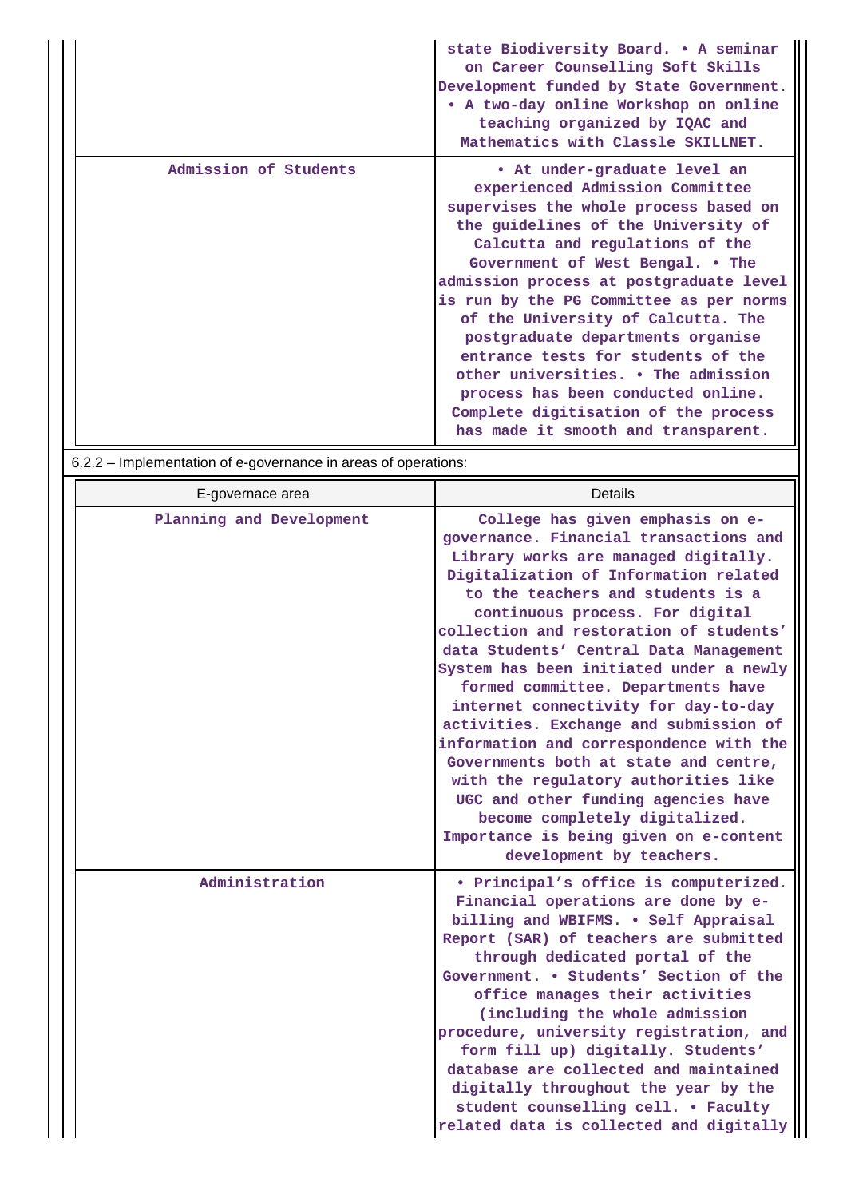| | |
|---|---|
| | state Biodiversity Board. • A seminar on Career Counselling Soft Skills Development funded by State Government. • A two-day online Workshop on online teaching organized by IQAC and Mathematics with Classle SKILLNET. |
| Admission of Students | • At under-graduate level an experienced Admission Committee supervises the whole process based on the guidelines of the University of Calcutta and regulations of the Government of West Bengal. • The admission process at postgraduate level is run by the PG Committee as per norms of the University of Calcutta. The postgraduate departments organise entrance tests for students of the other universities. • The admission process has been conducted online. Complete digitisation of the process has made it smooth and transparent. |

6.2.2 – Implementation of e-governance in areas of operations:

| E-governace area | Details |
|---|---|
| Planning and Development | College has given emphasis on e-governance. Financial transactions and Library works are managed digitally. Digitalization of Information related to the teachers and students is a continuous process. For digital collection and restoration of students' data Students' Central Data Management System has been initiated under a newly formed committee. Departments have internet connectivity for day-to-day activities. Exchange and submission of information and correspondence with the Governments both at state and centre, with the regulatory authorities like UGC and other funding agencies have become completely digitalized. Importance is being given on e-content development by teachers. |
| Administration | • Principal's office is computerized. Financial operations are done by e-billing and WBIFMS. • Self Appraisal Report (SAR) of teachers are submitted through dedicated portal of the Government. • Students' Section of the office manages their activities (including the whole admission procedure, university registration, and form fill up) digitally. Students' database are collected and maintained digitally throughout the year by the student counselling cell. • Faculty related data is collected and digitally |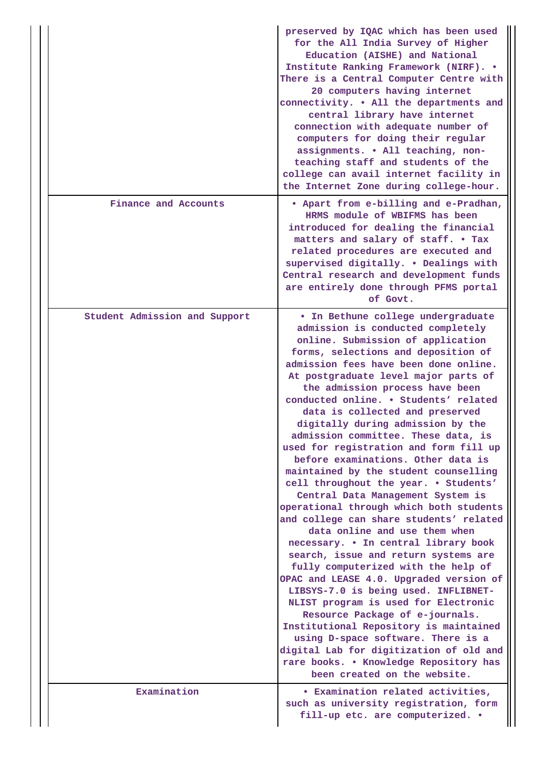| | |
|---|---|
| | preserved by IQAC which has been used for the All India Survey of Higher Education (AISHE) and National Institute Ranking Framework (NIRF). • There is a Central Computer Centre with 20 computers having internet connectivity. • All the departments and central library have internet connection with adequate number of computers for doing their regular assignments. • All teaching, non-teaching staff and students of the college can avail internet facility in the Internet Zone during college-hour. |
| Finance and Accounts | • Apart from e-billing and e-Pradhan, HRMS module of WBIFMS has been introduced for dealing the financial matters and salary of staff. • Tax related procedures are executed and supervised digitally. • Dealings with Central research and development funds are entirely done through PFMS portal of Govt. |
| Student Admission and Support | • In Bethune college undergraduate admission is conducted completely online. Submission of application forms, selections and deposition of admission fees have been done online. At postgraduate level major parts of the admission process have been conducted online. • Students' related data is collected and preserved digitally during admission by the admission committee. These data, is used for registration and form fill up before examinations. Other data is maintained by the student counselling cell throughout the year. • Students' Central Data Management System is operational through which both students and college can share students' related data online and use them when necessary. • In central library book search, issue and return systems are fully computerized with the help of OPAC and LEASE 4.0. Upgraded version of LIBSYS-7.0 is being used. INFLIBNET-NLIST program is used for Electronic Resource Package of e-journals. Institutional Repository is maintained using D-space software. There is a digital Lab for digitization of old and rare books. • Knowledge Repository has been created on the website. |
| Examination | • Examination related activities, such as university registration, form fill-up etc. are computerized. • |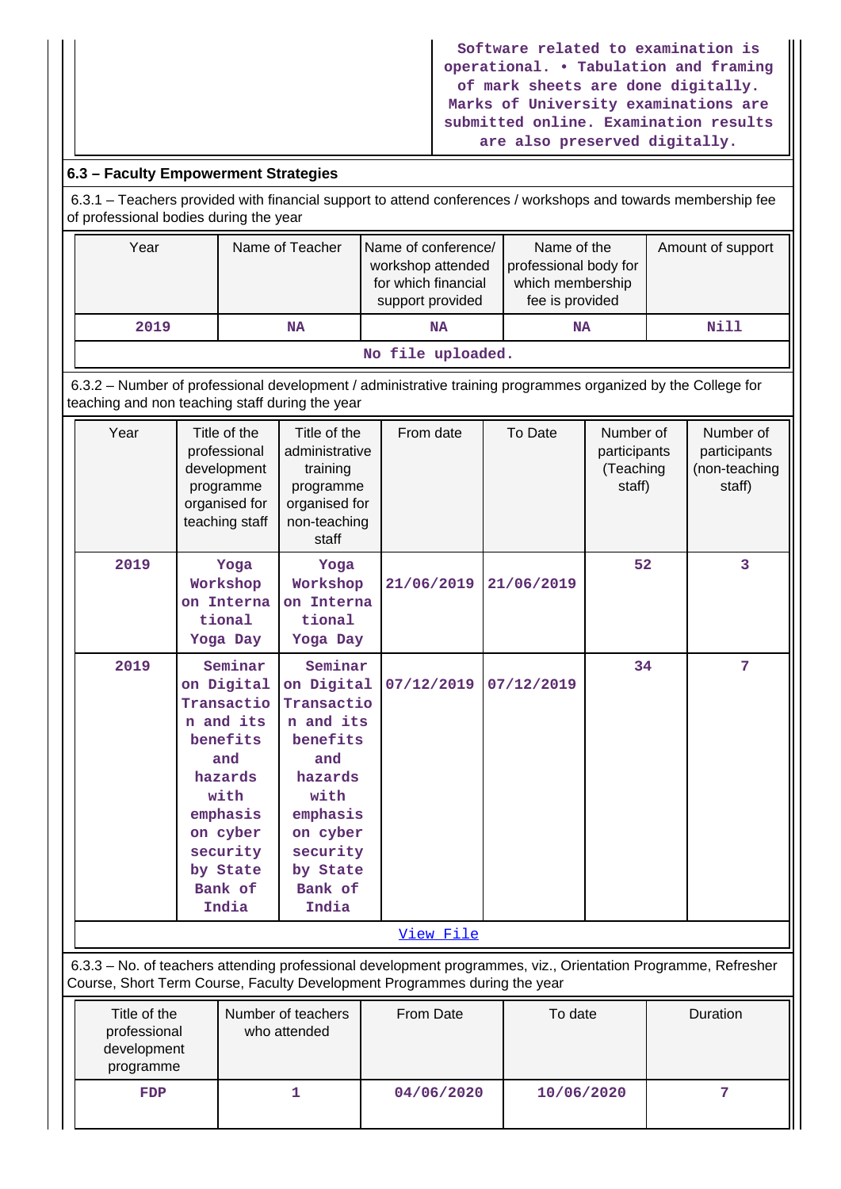| | Software related to examination is operational. • Tabulation and framing of mark sheets are done digitally. Marks of University examinations are submitted online. Examination results are also preserved digitally. |
|---|---|

### 6.3 – Faculty Empowerment Strategies

6.3.1 – Teachers provided with financial support to attend conferences / workshops and towards membership fee of professional bodies during the year

| Year | Name of Teacher | Name of conference/ workshop attended for which financial support provided | Name of the professional body for which membership fee is provided | Amount of support |
|---|---|---|---|---|
| 2019 | NA | NA | NA | Nill |

No file uploaded.

6.3.2 – Number of professional development / administrative training programmes organized by the College for teaching and non teaching staff during the year

| Year | Title of the professional development programme organised for teaching staff | Title of the administrative training programme organised for non-teaching staff | From date | To Date | Number of participants (Teaching staff) | Number of participants (non-teaching staff) |
|---|---|---|---|---|---|---|
| 2019 | Yoga Workshop on International Yoga Day | Yoga Workshop on International Yoga Day | 21/06/2019 | 21/06/2019 | 52 | 3 |
| 2019 | Seminar on Digital Transaction and its benefits and hazards with emphasis on cyber security by State Bank of India | Seminar on Digital Transaction and its benefits and hazards with emphasis on cyber security by State Bank of India | 07/12/2019 | 07/12/2019 | 34 | 7 |

View File

6.3.3 – No. of teachers attending professional development programmes, viz., Orientation Programme, Refresher Course, Short Term Course, Faculty Development Programmes during the year

| Title of the professional development programme | Number of teachers who attended | From Date | To date | Duration |
|---|---|---|---|---|
| FDP | 1 | 04/06/2020 | 10/06/2020 | 7 |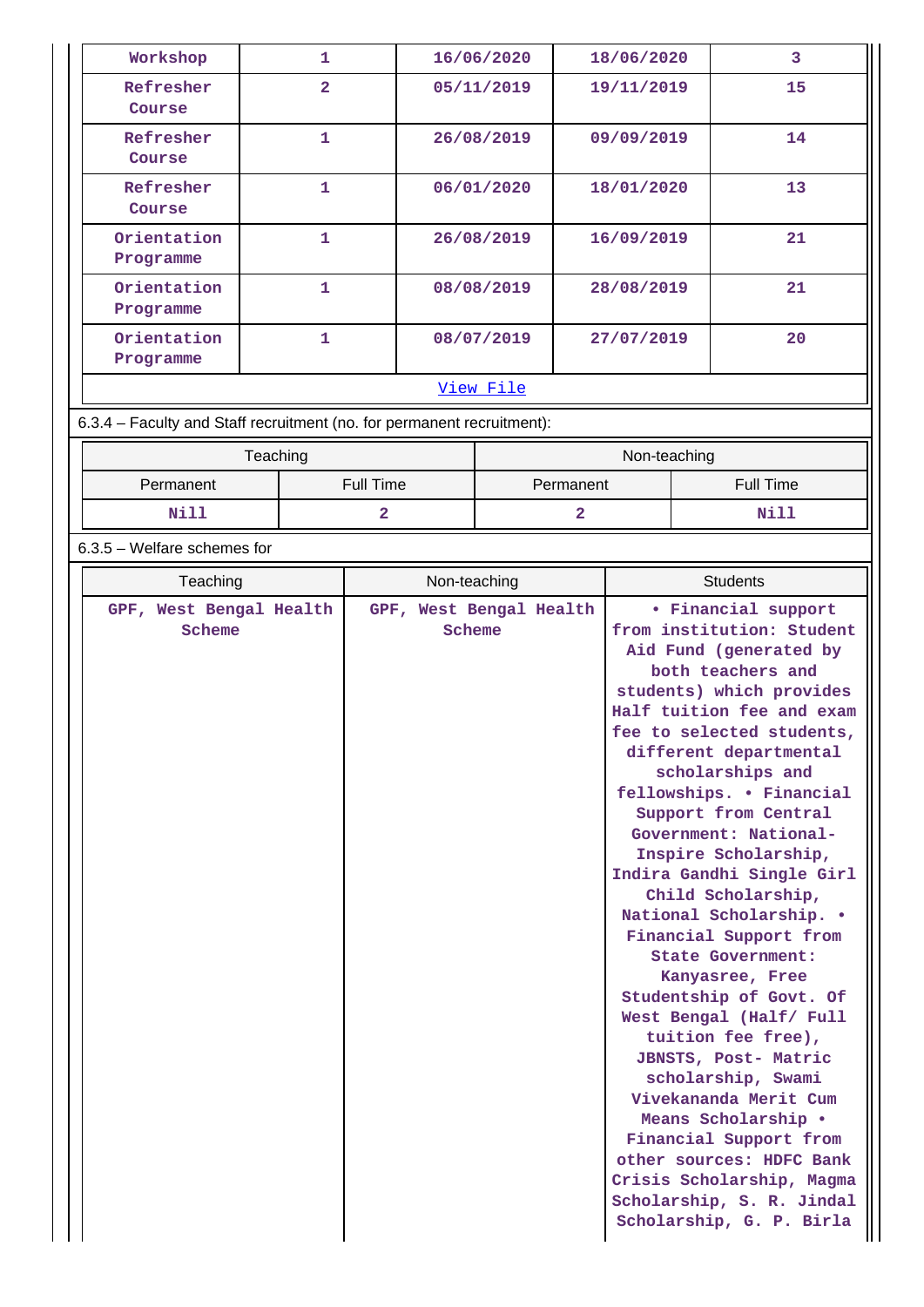| Workshop | 1 | 16/06/2020 | 18/06/2020 | 3 |
|---|---|---|---|---|
| Refresher Course | 2 | 05/11/2019 | 19/11/2019 | 15 |
| Refresher Course | 1 | 26/08/2019 | 09/09/2019 | 14 |
| Refresher Course | 1 | 06/01/2020 | 18/01/2020 | 13 |
| Orientation Programme | 1 | 26/08/2019 | 16/09/2019 | 21 |
| Orientation Programme | 1 | 08/08/2019 | 28/08/2019 | 21 |
| Orientation Programme | 1 | 08/07/2019 | 27/07/2019 | 20 |

View File

6.3.4 – Faculty and Staff recruitment (no. for permanent recruitment):

| Teaching | | Non-teaching | |
|---|---|---|---|
| Permanent | Full Time | Permanent | Full Time |
| Nill | 2 | 2 | Nill |

6.3.5 – Welfare schemes for

| Teaching | Non-teaching | Students |
|---|---|---|
| GPF, West Bengal Health Scheme | GPF, West Bengal Health Scheme | • Financial support from institution: Student Aid Fund (generated by both teachers and students) which provides Half tuition fee and exam fee to selected students, different departmental scholarships and fellowships. • Financial Support from Central Government: National-Inspire Scholarship, Indira Gandhi Single Girl Child Scholarship, National Scholarship. • Financial Support from State Government: Kanyasree, Free Studentship of Govt. Of West Bengal (Half/ Full tuition fee free), JBNSTS, Post- Matric scholarship, Swami Vivekananda Merit Cum Means Scholarship • Financial Support from other sources: HDFC Bank Crisis Scholarship, Magma Scholarship, S. R. Jindal Scholarship, G. P. Birla |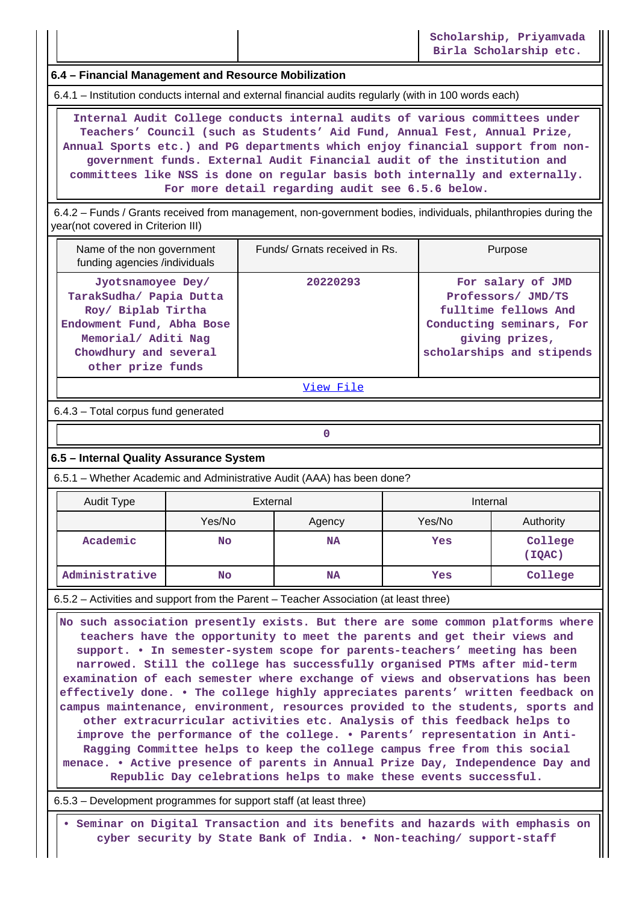| | | Scholarship, Priyamvada Birla Scholarship etc. |
|---|---|---|

## 6.4 – Financial Management and Resource Mobilization

6.4.1 – Institution conducts internal and external financial audits regularly (with in 100 words each)

Internal Audit College conducts internal audits of various committees under Teachers' Council (such as Students' Aid Fund, Annual Fest, Annual Prize, Annual Sports etc.) and PG departments which enjoy financial support from non-government funds. External Audit Financial audit of the institution and committees like NSS is done on regular basis both internally and externally. For more detail regarding audit see 6.5.6 below.

6.4.2 – Funds / Grants received from management, non-government bodies, individuals, philanthropies during the year(not covered in Criterion III)

| Name of the non government funding agencies /individuals | Funds/ Grnats received in Rs. | Purpose |
|---|---|---|
| Jyotsnamoyee Dey/ TarakSudha/ Papia Dutta Roy/ Biplab Tirtha Endowment Fund, Abha Bose Memorial/ Aditi Nag Chowdhury and several other prize funds | 20220293 | For salary of JMD Professors/ JMD/TS fulltime fellows And Conducting seminars, For giving prizes, scholarships and stipends |

[View File]

6.4.3 – Total corpus fund generated

0

## 6.5 – Internal Quality Assurance System

6.5.1 – Whether Academic and Administrative Audit (AAA) has been done?

| Audit Type | External | | Internal | |
|---|---|---|---|---|
| | Yes/No | Agency | Yes/No | Authority |
| Academic | No | NA | Yes | College (IQAC) |
| Administrative | No | NA | Yes | College |

6.5.2 – Activities and support from the Parent – Teacher Association (at least three)

No such association presently exists. But there are some common platforms where teachers have the opportunity to meet the parents and get their views and support. • In semester-system scope for parents-teachers' meeting has been narrowed. Still the college has successfully organised PTMs after mid-term examination of each semester where exchange of views and observations has been effectively done. • The college highly appreciates parents' written feedback on campus maintenance, environment, resources provided to the students, sports and other extracurricular activities etc. Analysis of this feedback helps to improve the performance of the college. • Parents' representation in Anti-Ragging Committee helps to keep the college campus free from this social menace. • Active presence of parents in Annual Prize Day, Independence Day and Republic Day celebrations helps to make these events successful.

6.5.3 – Development programmes for support staff (at least three)

• Seminar on Digital Transaction and its benefits and hazards with emphasis on cyber security by State Bank of India. • Non-teaching/ support-staff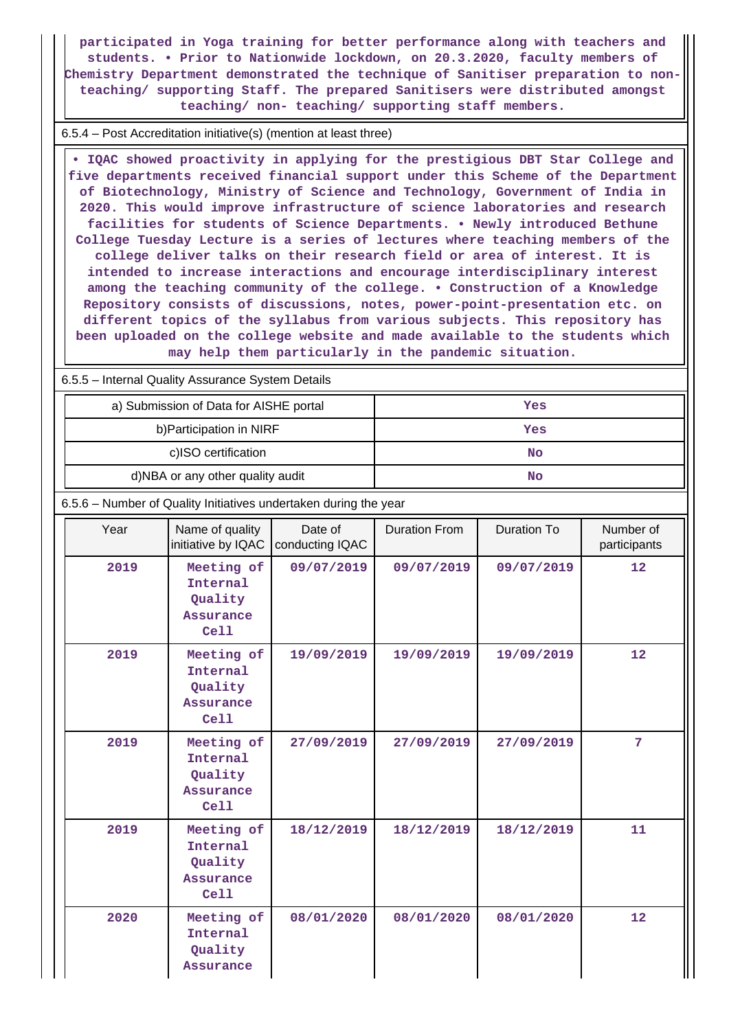participated in Yoga training for better performance along with teachers and students. • Prior to Nationwide lockdown, on 20.3.2020, faculty members of Chemistry Department demonstrated the technique of Sanitiser preparation to non-teaching/ supporting Staff. The prepared Sanitisers were distributed amongst teaching/ non- teaching/ supporting staff members.

6.5.4 – Post Accreditation initiative(s) (mention at least three)

• IQAC showed proactivity in applying for the prestigious DBT Star College and five departments received financial support under this Scheme of the Department of Biotechnology, Ministry of Science and Technology, Government of India in 2020. This would improve infrastructure of science laboratories and research facilities for students of Science Departments. • Newly introduced Bethune College Tuesday Lecture is a series of lectures where teaching members of the college deliver talks on their research field or area of interest. It is intended to increase interactions and encourage interdisciplinary interest among the teaching community of the college. • Construction of a Knowledge Repository consists of discussions, notes, power-point-presentation etc. on different topics of the syllabus from various subjects. This repository has been uploaded on the college website and made available to the students which may help them particularly in the pandemic situation.

6.5.5 – Internal Quality Assurance System Details

| | |
|---|---|
| a) Submission of Data for AISHE portal | Yes |
| b)Participation in NIRF | Yes |
| c)ISO certification | No |
| d)NBA or any other quality audit | No |

6.5.6 – Number of Quality Initiatives undertaken during the year

| Year | Name of quality initiative by IQAC | Date of conducting IQAC | Duration From | Duration To | Number of participants |
|---|---|---|---|---|---|
| 2019 | Meeting of Internal Quality Assurance Cell | 09/07/2019 | 09/07/2019 | 09/07/2019 | 12 |
| 2019 | Meeting of Internal Quality Assurance Cell | 19/09/2019 | 19/09/2019 | 19/09/2019 | 12 |
| 2019 | Meeting of Internal Quality Assurance Cell | 27/09/2019 | 27/09/2019 | 27/09/2019 | 7 |
| 2019 | Meeting of Internal Quality Assurance Cell | 18/12/2019 | 18/12/2019 | 18/12/2019 | 11 |
| 2020 | Meeting of Internal Quality Assurance | 08/01/2020 | 08/01/2020 | 08/01/2020 | 12 |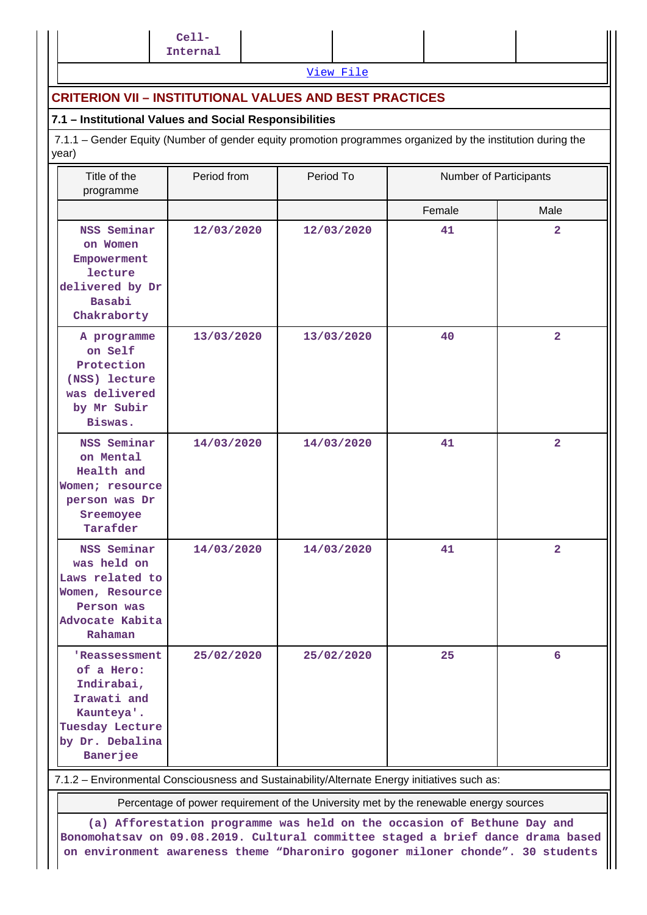| | Cell-Internal | | | | |
|---|---|---|---|---|---|

View File

## CRITERION VII – INSTITUTIONAL VALUES AND BEST PRACTICES

### 7.1 – Institutional Values and Social Responsibilities

7.1.1 – Gender Equity (Number of gender equity promotion programmes organized by the institution during the year)

| Title of the programme | Period from | Period To | Number of Participants | |
|---|---|---|---|---|
| | | | Female | Male |
| NSS Seminar on Women Empowerment lecture delivered by Dr Basabi Chakraborty | 12/03/2020 | 12/03/2020 | 41 | 2 |
| A programme on Self Protection (NSS) lecture was delivered by Mr Subir Biswas. | 13/03/2020 | 13/03/2020 | 40 | 2 |
| NSS Seminar on Mental Health and Women; resource person was Dr Sreemoyee Tarafder | 14/03/2020 | 14/03/2020 | 41 | 2 |
| NSS Seminar was held on Laws related to Women, Resource Person was Advocate Kabita Rahaman | 14/03/2020 | 14/03/2020 | 41 | 2 |
| 'Reassessment of a Hero: Indirabai, Irawati and Kaunteya'. Tuesday Lecture by Dr. Debalina Banerjee | 25/02/2020 | 25/02/2020 | 25 | 6 |

7.1.2 – Environmental Consciousness and Sustainability/Alternate Energy initiatives such as:

| Percentage of power requirement of the University met by the renewable energy sources |
|---|
| (a) Afforestation programme was held on the occasion of Bethune Day and Bonomohatsav on 09.08.2019. Cultural committee staged a brief dance drama based on environment awareness theme “Dharoniro gogoner miloner chonde”. 30 students |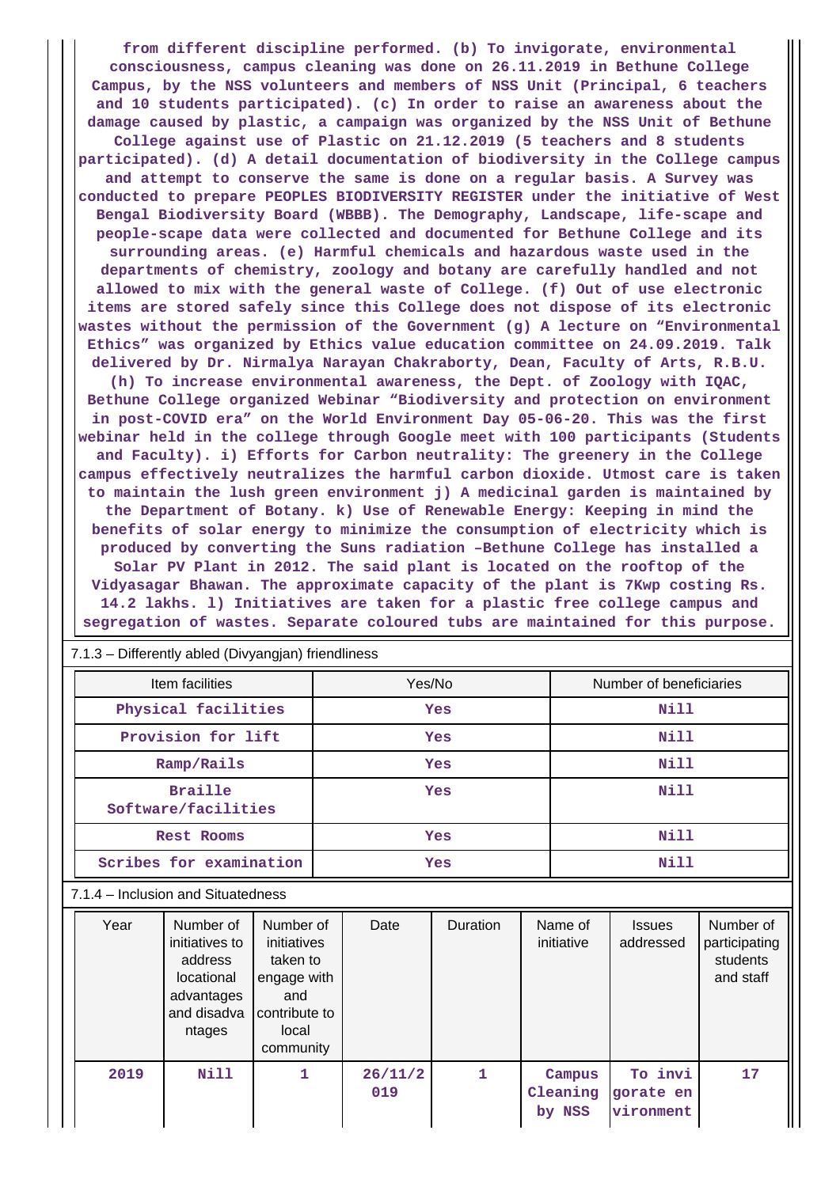from different discipline performed. (b) To invigorate, environmental consciousness, campus cleaning was done on 26.11.2019 in Bethune College Campus, by the NSS volunteers and members of NSS Unit (Principal, 6 teachers and 10 students participated). (c) In order to raise an awareness about the damage caused by plastic, a campaign was organized by the NSS Unit of Bethune College against use of Plastic on 21.12.2019 (5 teachers and 8 students participated). (d) A detail documentation of biodiversity in the College campus and attempt to conserve the same is done on a regular basis. A Survey was conducted to prepare PEOPLES BIODIVERSITY REGISTER under the initiative of West Bengal Biodiversity Board (WBBB). The Demography, Landscape, life-scape and people-scape data were collected and documented for Bethune College and its surrounding areas. (e) Harmful chemicals and hazardous waste used in the departments of chemistry, zoology and botany are carefully handled and not allowed to mix with the general waste of College. (f) Out of use electronic items are stored safely since this College does not dispose of its electronic wastes without the permission of the Government (g) A lecture on “Environmental Ethics” was organized by Ethics value education committee on 24.09.2019. Talk delivered by Dr. Nirmalya Narayan Chakraborty, Dean, Faculty of Arts, R.B.U. (h) To increase environmental awareness, the Dept. of Zoology with IQAC, Bethune College organized Webinar “Biodiversity and protection on environment in post-COVID era” on the World Environment Day 05-06-20. This was the first webinar held in the college through Google meet with 100 participants (Students and Faculty). i) Efforts for Carbon neutrality: The greenery in the College campus effectively neutralizes the harmful carbon dioxide. Utmost care is taken to maintain the lush green environment j) A medicinal garden is maintained by the Department of Botany. k) Use of Renewable Energy: Keeping in mind the benefits of solar energy to minimize the consumption of electricity which is produced by converting the Suns radiation –Bethune College has installed a Solar PV Plant in 2012. The said plant is located on the rooftop of the Vidyasagar Bhawan. The approximate capacity of the plant is 7Kwp costing Rs. 14.2 lakhs. l) Initiatives are taken for a plastic free college campus and segregation of wastes. Separate coloured tubs are maintained for this purpose.

7.1.3 – Differently abled (Divyangjan) friendliness

| Item facilities | Yes/No | Number of beneficiaries |
|---|---|---|
| Physical facilities | Yes | Nill |
| Provision for lift | Yes | Nill |
| Ramp/Rails | Yes | Nill |
| Braille Software/facilities | Yes | Nill |
| Rest Rooms | Yes | Nill |
| Scribes for examination | Yes | Nill |

7.1.4 – Inclusion and Situatedness

| Year | Number of initiatives to address locational advantages and disadvantages | Number of initiatives taken to engage with and contribute to local community | Date | Duration | Name of initiative | Issues addressed | Number of participating students and staff |
|---|---|---|---|---|---|---|---|
| 2019 | Nill | 1 | 26/11/2019 | 1 | Campus Cleaning by NSS | To invigorate environment | 17 |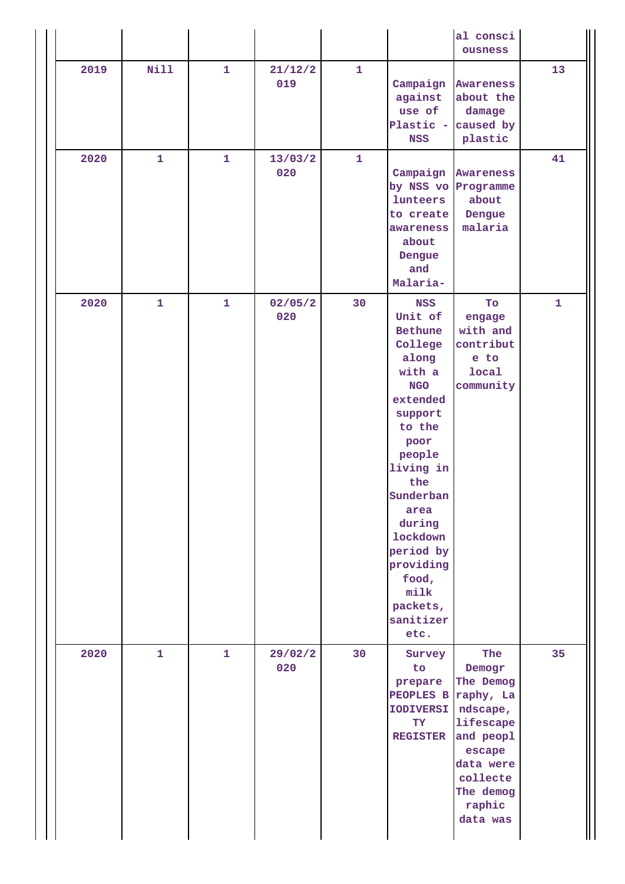| | | | | | | | |
|---|---|---|---|---|---|---|---|
| | | | | | | al consciousness | |
| 2019 | Nill | 1 | 21/12/2019 | 1 | Campaign against use of Plastic - NSS | Awareness about the damage caused by plastic | 13 |
| 2020 | 1 | 1 | 13/03/2020 | 1 | Campaign by NSS volunteers to create awareness about Dengue and Malaria- | Awareness Programme about Dengue malaria | 41 |
| 2020 | 1 | 1 | 02/05/2020 | 30 | NSS Unit of Bethune College along with a NGO extended support to the poor people living in the Sunderban area during lockdown period by providing food, milk packets, sanitizer etc. | To engage with and contribute to local community | 1 |
| 2020 | 1 | 1 | 29/02/2020 | 30 | Survey to prepare PEOPLES BIODIVERSITY REGISTER | The Demogr The Demography, Landscape, lifescape and peoplescape data were collecte The demographic data was | 35 |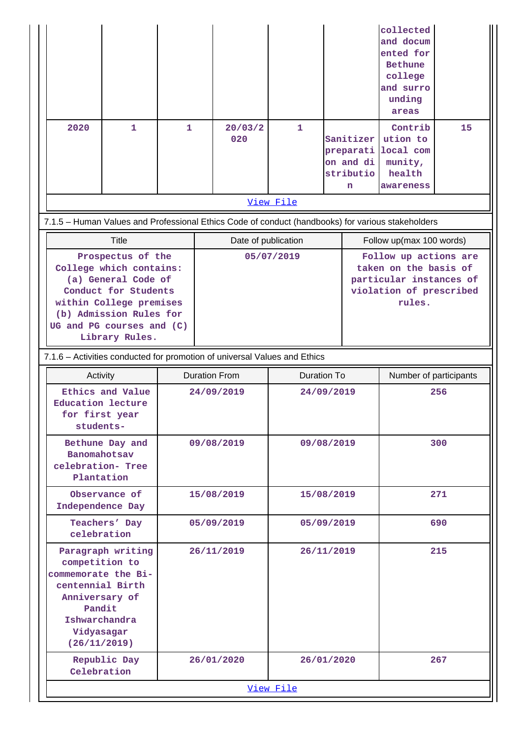|  |  |  |  |  |  | collected and documented for Bethune college and surrounding areas |  |
|---|---|---|---|---|---|---|---|
| 2020 | 1 | 1 | 20/03/2020 | 1 | Sanitizer preparation and distribution | Contribution to local community, health awareness | 15 |

View File

7.1.5 – Human Values and Professional Ethics Code of conduct (handbooks) for various stakeholders

| Title | Date of publication | Follow up(max 100 words) |
|---|---|---|
| Prospectus of the College which contains: (a) General Code of Conduct for Students within College premises (b) Admission Rules for UG and PG courses and (C) Library Rules. | 05/07/2019 | Follow up actions are taken on the basis of particular instances of violation of prescribed rules. |

7.1.6 – Activities conducted for promotion of universal Values and Ethics

| Activity | Duration From | Duration To | Number of participants |
|---|---|---|---|
| Ethics and Value Education lecture for first year students- | 24/09/2019 | 24/09/2019 | 256 |
| Bethune Day and Banomahotsav celebration- Tree Plantation | 09/08/2019 | 09/08/2019 | 300 |
| Observance of Independence Day | 15/08/2019 | 15/08/2019 | 271 |
| Teachers' Day celebration | 05/09/2019 | 05/09/2019 | 690 |
| Paragraph writing competition to commemorate the Bi-centennial Birth Anniversary of Pandit Ishwarchandra Vidyasagar (26/11/2019) | 26/11/2019 | 26/11/2019 | 215 |
| Republic Day Celebration | 26/01/2020 | 26/01/2020 | 267 |

View File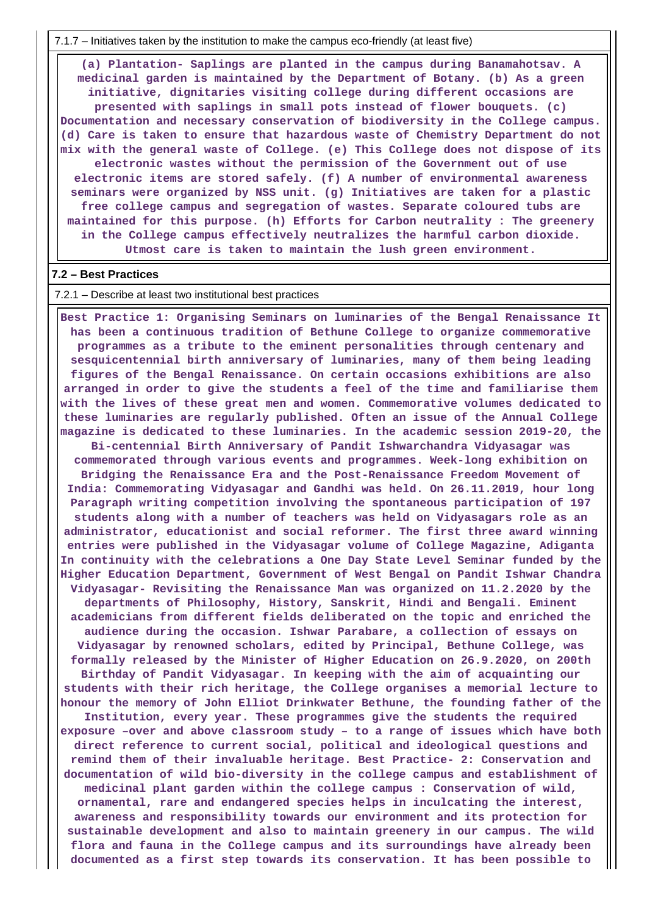7.1.7 – Initiatives taken by the institution to make the campus eco-friendly (at least five)

**(a) Plantation- Saplings are planted in the campus during Banamahotsav. A medicinal garden is maintained by the Department of Botany. (b) As a green initiative, dignitaries visiting college during different occasions are presented with saplings in small pots instead of flower bouquets. (c) Documentation and necessary conservation of biodiversity in the College campus. (d) Care is taken to ensure that hazardous waste of Chemistry Department do not mix with the general waste of College. (e) This College does not dispose of its electronic wastes without the permission of the Government out of use electronic items are stored safely. (f) A number of environmental awareness seminars were organized by NSS unit. (g) Initiatives are taken for a plastic free college campus and segregation of wastes. Separate coloured tubs are maintained for this purpose. (h) Efforts for Carbon neutrality : The greenery in the College campus effectively neutralizes the harmful carbon dioxide. Utmost care is taken to maintain the lush green environment.**

## 7.2 – Best Practices

7.2.1 – Describe at least two institutional best practices

**Best Practice 1: Organising Seminars on luminaries of the Bengal Renaissance It has been a continuous tradition of Bethune College to organize commemorative programmes as a tribute to the eminent personalities through centenary and sesquicentennial birth anniversary of luminaries, many of them being leading figures of the Bengal Renaissance. On certain occasions exhibitions are also arranged in order to give the students a feel of the time and familiarise them with the lives of these great men and women. Commemorative volumes dedicated to these luminaries are regularly published. Often an issue of the Annual College magazine is dedicated to these luminaries. In the academic session 2019-20, the Bi-centennial Birth Anniversary of Pandit Ishwarchandra Vidyasagar was commemorated through various events and programmes. Week-long exhibition on Bridging the Renaissance Era and the Post-Renaissance Freedom Movement of India: Commemorating Vidyasagar and Gandhi was held. On 26.11.2019, hour long Paragraph writing competition involving the spontaneous participation of 197 students along with a number of teachers was held on Vidyasagars role as an administrator, educationist and social reformer. The first three award winning entries were published in the Vidyasagar volume of College Magazine, Adiganta In continuity with the celebrations a One Day State Level Seminar funded by the Higher Education Department, Government of West Bengal on Pandit Ishwar Chandra Vidyasagar- Revisiting the Renaissance Man was organized on 11.2.2020 by the departments of Philosophy, History, Sanskrit, Hindi and Bengali. Eminent academicians from different fields deliberated on the topic and enriched the audience during the occasion. Ishwar Parabare, a collection of essays on Vidyasagar by renowned scholars, edited by Principal, Bethune College, was formally released by the Minister of Higher Education on 26.9.2020, on 200th Birthday of Pandit Vidyasagar. In keeping with the aim of acquainting our students with their rich heritage, the College organises a memorial lecture to honour the memory of John Elliot Drinkwater Bethune, the founding father of the Institution, every year. These programmes give the students the required exposure –over and above classroom study – to a range of issues which have both direct reference to current social, political and ideological questions and remind them of their invaluable heritage. Best Practice- 2: Conservation and documentation of wild bio-diversity in the college campus and establishment of medicinal plant garden within the college campus : Conservation of wild, ornamental, rare and endangered species helps in inculcating the interest, awareness and responsibility towards our environment and its protection for sustainable development and also to maintain greenery in our campus. The wild flora and fauna in the College campus and its surroundings have already been documented as a first step towards its conservation. It has been possible to**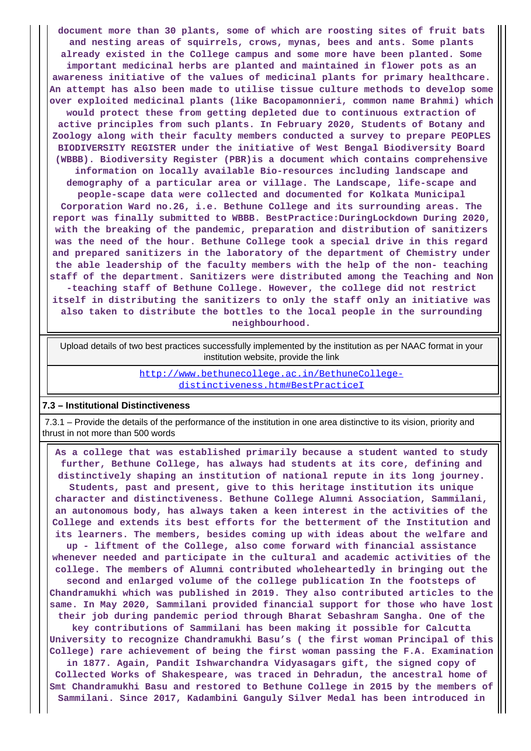document more than 30 plants, some of which are roosting sites of fruit bats and nesting areas of squirrels, crows, mynas, bees and ants. Some plants already existed in the College campus and some more have been planted. Some important medicinal herbs are planted and maintained in flower pots as an awareness initiative of the values of medicinal plants for primary healthcare. An attempt has also been made to utilise tissue culture methods to develop some over exploited medicinal plants (like Bacopamonnieri, common name Brahmi) which would protect these from getting depleted due to continuous extraction of active principles from such plants. In February 2020, Students of Botany and Zoology along with their faculty members conducted a survey to prepare PEOPLES BIODIVERSITY REGISTER under the initiative of West Bengal Biodiversity Board (WBBB). Biodiversity Register (PBR)is a document which contains comprehensive information on locally available Bio-resources including landscape and demography of a particular area or village. The Landscape, life-scape and people-scape data were collected and documented for Kolkata Municipal Corporation Ward no.26, i.e. Bethune College and its surrounding areas. The report was finally submitted to WBBB. BestPractice:DuringLockdown During 2020, with the breaking of the pandemic, preparation and distribution of sanitizers was the need of the hour. Bethune College took a special drive in this regard and prepared sanitizers in the laboratory of the department of Chemistry under the able leadership of the faculty members with the help of the non- teaching staff of the department. Sanitizers were distributed among the Teaching and Non -teaching staff of Bethune College. However, the college did not restrict itself in distributing the sanitizers to only the staff only an initiative was also taken to distribute the bottles to the local people in the surrounding neighbourhood.

| Upload details of two best practices successfully implemented by the institution as per NAAC format in your institution website, provide the link |
|---|
| http://www.bethunecollege.ac.in/BethuneCollege-distinctiveness.htm#BestPracticeI |

**7.3 – Institutional Distinctiveness**

7.3.1 – Provide the details of the performance of the institution in one area distinctive to its vision, priority and thrust in not more than 500 words

As a college that was established primarily because a student wanted to study further, Bethune College, has always had students at its core, defining and distinctively shaping an institution of national repute in its long journey. Students, past and present, give to this heritage institution its unique character and distinctiveness. Bethune College Alumni Association, Sammilani, an autonomous body, has always taken a keen interest in the activities of the College and extends its best efforts for the betterment of the Institution and its learners. The members, besides coming up with ideas about the welfare and up - liftment of the College, also come forward with financial assistance whenever needed and participate in the cultural and academic activities of the college. The members of Alumni contributed wholeheartedly in bringing out the second and enlarged volume of the college publication In the footsteps of Chandramukhi which was published in 2019. They also contributed articles to the same. In May 2020, Sammilani provided financial support for those who have lost their job during pandemic period through Bharat Sebashram Sangha. One of the key contributions of Sammilani has been making it possible for Calcutta University to recognize Chandramukhi Basu's ( the first woman Principal of this College) rare achievement of being the first woman passing the F.A. Examination in 1877. Again, Pandit Ishwarchandra Vidyasagars gift, the signed copy of Collected Works of Shakespeare, was traced in Dehradun, the ancestral home of Smt Chandramukhi Basu and restored to Bethune College in 2015 by the members of Sammilani. Since 2017, Kadambini Ganguly Silver Medal has been introduced in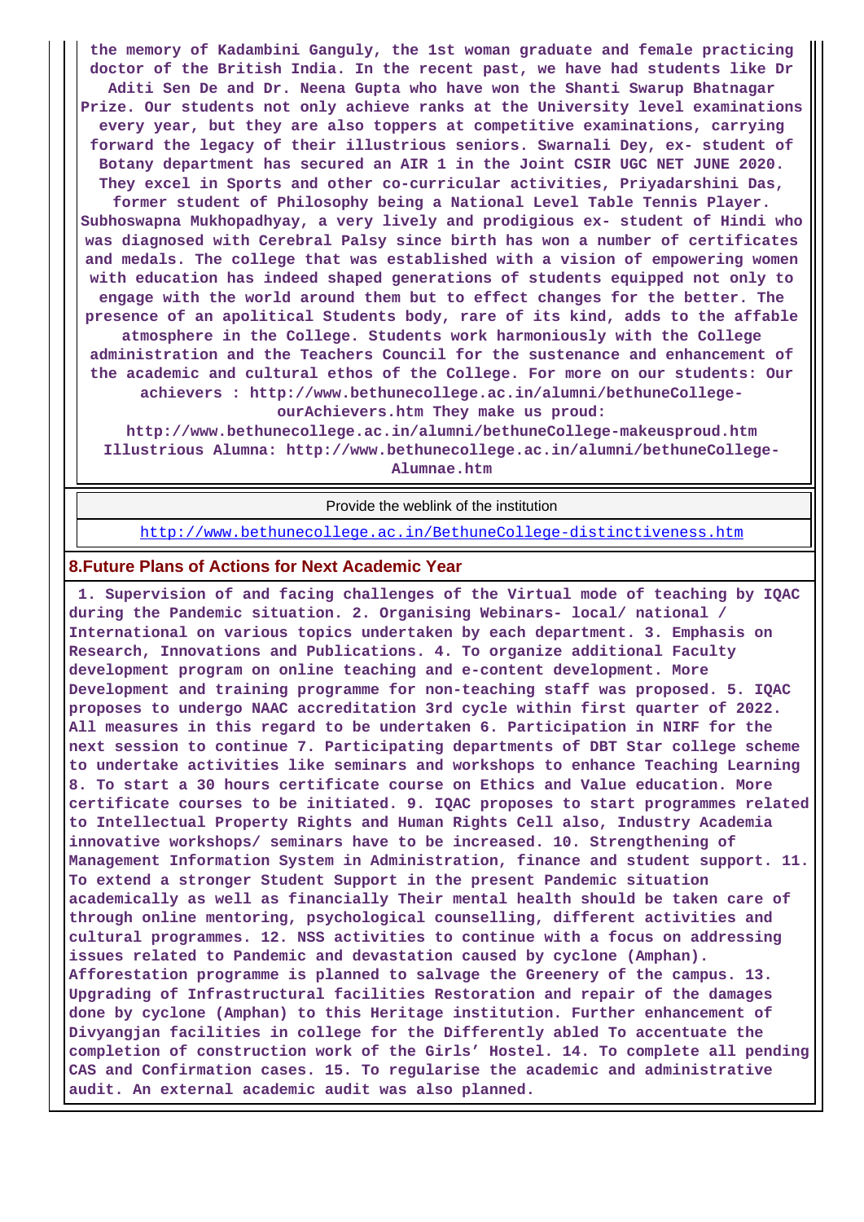the memory of Kadambini Ganguly, the 1st woman graduate and female practicing doctor of the British India. In the recent past, we have had students like Dr Aditi Sen De and Dr. Neena Gupta who have won the Shanti Swarup Bhatnagar Prize. Our students not only achieve ranks at the University level examinations every year, but they are also toppers at competitive examinations, carrying forward the legacy of their illustrious seniors. Swarnali Dey, ex- student of Botany department has secured an AIR 1 in the Joint CSIR UGC NET JUNE 2020. They excel in Sports and other co-curricular activities, Priyadarshini Das, former student of Philosophy being a National Level Table Tennis Player. Subhoswapna Mukhopadhyay, a very lively and prodigious ex- student of Hindi who was diagnosed with Cerebral Palsy since birth has won a number of certificates and medals. The college that was established with a vision of empowering women with education has indeed shaped generations of students equipped not only to engage with the world around them but to effect changes for the better. The presence of an apolitical Students body, rare of its kind, adds to the affable atmosphere in the College. Students work harmoniously with the College administration and the Teachers Council for the sustenance and enhancement of the academic and cultural ethos of the College. For more on our students: Our achievers : http://www.bethunecollege.ac.in/alumni/bethuneCollege-ourAchievers.htm They make us proud: http://www.bethunecollege.ac.in/alumni/bethuneCollege-makeusproud.htm Illustrious Alumna: http://www.bethunecollege.ac.in/alumni/bethuneCollege-Alumnae.htm

Provide the weblink of the institution

http://www.bethunecollege.ac.in/BethuneCollege-distinctiveness.htm

## 8.Future Plans of Actions for Next Academic Year

1. Supervision of and facing challenges of the Virtual mode of teaching by IQAC during the Pandemic situation. 2. Organising Webinars- local/ national / International on various topics undertaken by each department. 3. Emphasis on Research, Innovations and Publications. 4. To organize additional Faculty development program on online teaching and e-content development. More Development and training programme for non-teaching staff was proposed. 5. IQAC proposes to undergo NAAC accreditation 3rd cycle within first quarter of 2022. All measures in this regard to be undertaken 6. Participation in NIRF for the next session to continue 7. Participating departments of DBT Star college scheme to undertake activities like seminars and workshops to enhance Teaching Learning 8. To start a 30 hours certificate course on Ethics and Value education. More certificate courses to be initiated. 9. IQAC proposes to start programmes related to Intellectual Property Rights and Human Rights Cell also, Industry Academia innovative workshops/ seminars have to be increased. 10. Strengthening of Management Information System in Administration, finance and student support. 11. To extend a stronger Student Support in the present Pandemic situation academically as well as financially Their mental health should be taken care of through online mentoring, psychological counselling, different activities and cultural programmes. 12. NSS activities to continue with a focus on addressing issues related to Pandemic and devastation caused by cyclone (Amphan). Afforestation programme is planned to salvage the Greenery of the campus. 13. Upgrading of Infrastructural facilities Restoration and repair of the damages done by cyclone (Amphan) to this Heritage institution. Further enhancement of Divyangjan facilities in college for the Differently abled To accentuate the completion of construction work of the Girls' Hostel. 14. To complete all pending CAS and Confirmation cases. 15. To regularise the academic and administrative audit. An external academic audit was also planned.